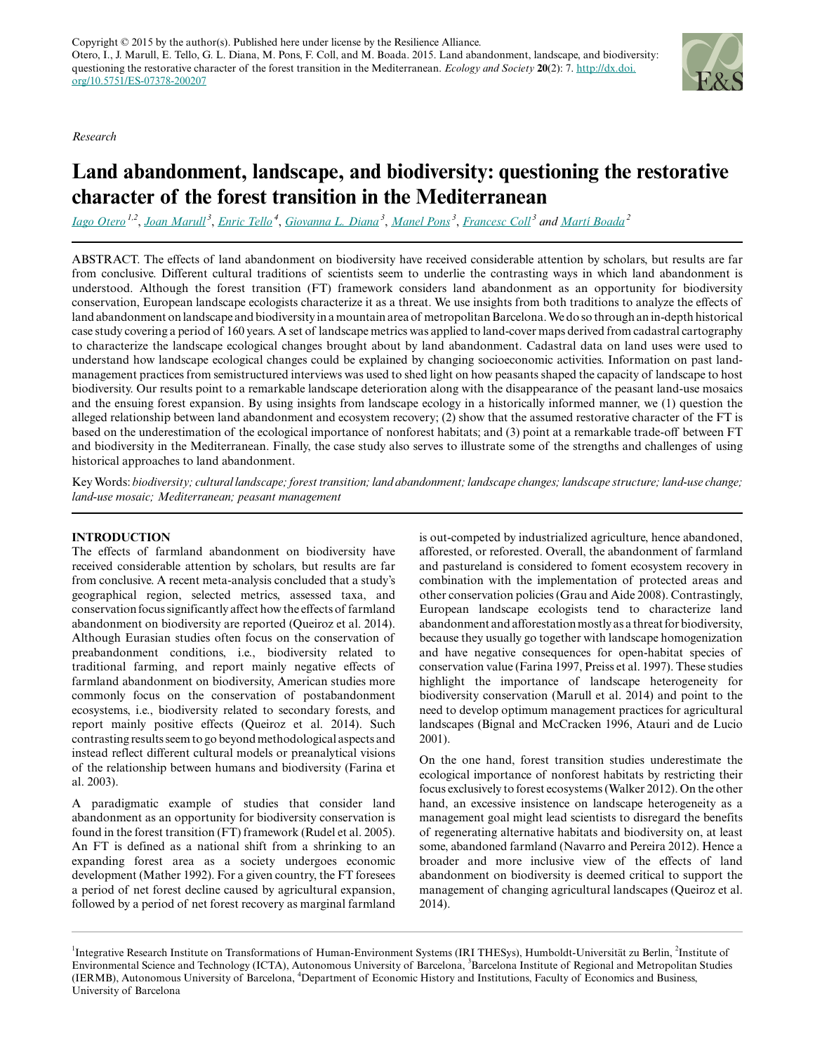Copyright © 2015 by the author(s). Published here under license by the Resilience Alliance.
Otero, I., J. Marull, E. Tello, G. L. Diana, M. Pons, F. Coll, and M. Boada. 2015. Land abandonment, landscape, and biodiversity: questioning the restorative character of the forest transition in the Mediterranean. *Ecology and Society* **20**(2): 7. http://dx.doi.org/10.5751/ES-07378-200207

*Research*

# Land abandonment, landscape, and biodiversity: questioning the restorative character of the forest transition in the Mediterranean

Iago Otero [1,2], Joan Marull [3], Enric Tello [4], Giovanna L. Diana [3], Manel Pons [3], Francesc Coll [3] and Martí Boada [2]

ABSTRACT. The effects of land abandonment on biodiversity have received considerable attention by scholars, but results are far from conclusive. Different cultural traditions of scientists seem to underlie the contrasting ways in which land abandonment is understood. Although the forest transition (FT) framework considers land abandonment as an opportunity for biodiversity conservation, European landscape ecologists characterize it as a threat. We use insights from both traditions to analyze the effects of land abandonment on landscape and biodiversity in a mountain area of metropolitan Barcelona. We do so through an in-depth historical case study covering a period of 160 years. A set of landscape metrics was applied to land-cover maps derived from cadastral cartography to characterize the landscape ecological changes brought about by land abandonment. Cadastral data on land uses were used to understand how landscape ecological changes could be explained by changing socioeconomic activities. Information on past land-management practices from semistructured interviews was used to shed light on how peasants shaped the capacity of landscape to host biodiversity. Our results point to a remarkable landscape deterioration along with the disappearance of the peasant land-use mosaics and the ensuing forest expansion. By using insights from landscape ecology in a historically informed manner, we (1) question the alleged relationship between land abandonment and ecosystem recovery; (2) show that the assumed restorative character of the FT is based on the underestimation of the ecological importance of nonforest habitats; and (3) point at a remarkable trade-off between FT and biodiversity in the Mediterranean. Finally, the case study also serves to illustrate some of the strengths and challenges of using historical approaches to land abandonment.

Key Words: *biodiversity; cultural landscape; forest transition; land abandonment; landscape changes; landscape structure; land-use change; land-use mosaic; Mediterranean; peasant management*

## INTRODUCTION

The effects of farmland abandonment on biodiversity have received considerable attention by scholars, but results are far from conclusive. A recent meta-analysis concluded that a study's geographical region, selected metrics, assessed taxa, and conservation focus significantly affect how the effects of farmland abandonment on biodiversity are reported (Queiroz et al. 2014). Although Eurasian studies often focus on the conservation of preabandonment conditions, i.e., biodiversity related to traditional farming, and report mainly negative effects of farmland abandonment on biodiversity, American studies more commonly focus on the conservation of postabandonment ecosystems, i.e., biodiversity related to secondary forests, and report mainly positive effects (Queiroz et al. 2014). Such contrasting results seem to go beyond methodological aspects and instead reflect different cultural models or preanalytical visions of the relationship between humans and biodiversity (Farina et al. 2003).

A paradigmatic example of studies that consider land abandonment as an opportunity for biodiversity conservation is found in the forest transition (FT) framework (Rudel et al. 2005). An FT is defined as a national shift from a shrinking to an expanding forest area as a society undergoes economic development (Mather 1992). For a given country, the FT foresees a period of net forest decline caused by agricultural expansion, followed by a period of net forest recovery as marginal farmland is out-competed by industrialized agriculture, hence abandoned, afforested, or reforested. Overall, the abandonment of farmland and pastureland is considered to foment ecosystem recovery in combination with the implementation of protected areas and other conservation policies (Grau and Aide 2008). Contrastingly, European landscape ecologists tend to characterize land abandonment and afforestation mostly as a threat for biodiversity, because they usually go together with landscape homogenization and have negative consequences for open-habitat species of conservation value (Farina 1997, Preiss et al. 1997). These studies highlight the importance of landscape heterogeneity for biodiversity conservation (Marull et al. 2014) and point to the need to develop optimum management practices for agricultural landscapes (Bignal and McCracken 1996, Atauri and de Lucio 2001).

On the one hand, forest transition studies underestimate the ecological importance of nonforest habitats by restricting their focus exclusively to forest ecosystems (Walker 2012). On the other hand, an excessive insistence on landscape heterogeneity as a management goal might lead scientists to disregard the benefits of regenerating alternative habitats and biodiversity on, at least some, abandoned farmland (Navarro and Pereira 2012). Hence a broader and more inclusive view of the effects of land abandonment on biodiversity is deemed critical to support the management of changing agricultural landscapes (Queiroz et al. 2014).

[1]Integrative Research Institute on Transformations of Human-Environment Systems (IRI THESys), Humboldt-Universität zu Berlin, [2]Institute of Environmental Science and Technology (ICTA), Autonomous University of Barcelona, [3]Barcelona Institute of Regional and Metropolitan Studies (IERMB), Autonomous University of Barcelona, [4]Department of Economic History and Institutions, Faculty of Economics and Business, University of Barcelona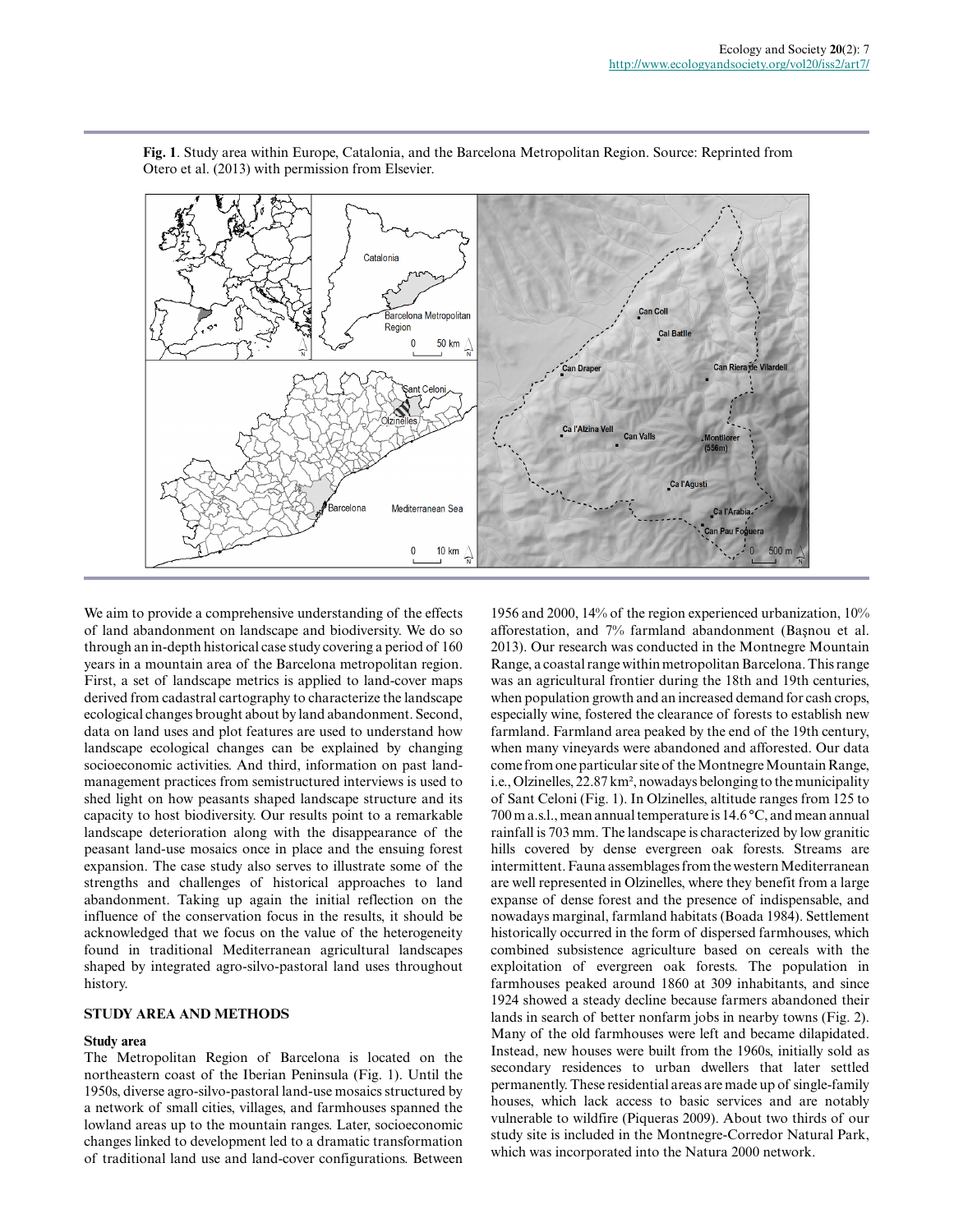**Fig. 1**. Study area within Europe, Catalonia, and the Barcelona Metropolitan Region. Source: Reprinted from Otero et al. (2013) with permission from Elsevier.

We aim to provide a comprehensive understanding of the effects of land abandonment on landscape and biodiversity. We do so through an in-depth historical case study covering a period of 160 years in a mountain area of the Barcelona metropolitan region. First, a set of landscape metrics is applied to land-cover maps derived from cadastral cartography to characterize the landscape ecological changes brought about by land abandonment. Second, data on land uses and plot features are used to understand how landscape ecological changes can be explained by changing socioeconomic activities. And third, information on past land-management practices from semistructured interviews is used to shed light on how peasants shaped landscape structure and its capacity to host biodiversity. Our results point to a remarkable landscape deterioration along with the disappearance of the peasant land-use mosaics once in place and the ensuing forest expansion. The case study also serves to illustrate some of the strengths and challenges of historical approaches to land abandonment. Taking up again the initial reflection on the influence of the conservation focus in the results, it should be acknowledged that we focus on the value of the heterogeneity found in traditional Mediterranean agricultural landscapes shaped by integrated agro-silvo-pastoral land uses throughout history.

## STUDY AREA AND METHODS

### Study area

The Metropolitan Region of Barcelona is located on the northeastern coast of the Iberian Peninsula (Fig. 1). Until the 1950s, diverse agro-silvo-pastoral land-use mosaics structured by a network of small cities, villages, and farmhouses spanned the lowland areas up to the mountain ranges. Later, socioeconomic changes linked to development led to a dramatic transformation of traditional land use and land-cover configurations. Between 1956 and 2000, 14% of the region experienced urbanization, 10% afforestation, and 7% farmland abandonment (Başnou et al. 2013). Our research was conducted in the Montnegre Mountain Range, a coastal range within metropolitan Barcelona. This range was an agricultural frontier during the 18th and 19th centuries, when population growth and an increased demand for cash crops, especially wine, fostered the clearance of forests to establish new farmland. Farmland area peaked by the end of the 19th century, when many vineyards were abandoned and afforested. Our data come from one particular site of the Montnegre Mountain Range, i.e., Olzinelles, 22.87 km², nowadays belonging to the municipality of Sant Celoni (Fig. 1). In Olzinelles, altitude ranges from 125 to 700 m a.s.l., mean annual temperature is 14.6 °C, and mean annual rainfall is 703 mm. The landscape is characterized by low granitic hills covered by dense evergreen oak forests. Streams are intermittent. Fauna assemblages from the western Mediterranean are well represented in Olzinelles, where they benefit from a large expanse of dense forest and the presence of indispensable, and nowadays marginal, farmland habitats (Boada 1984). Settlement historically occurred in the form of dispersed farmhouses, which combined subsistence agriculture based on cereals with the exploitation of evergreen oak forests. The population in farmhouses peaked around 1860 at 309 inhabitants, and since 1924 showed a steady decline because farmers abandoned their lands in search of better nonfarm jobs in nearby towns (Fig. 2). Many of the old farmhouses were left and became dilapidated. Instead, new houses were built from the 1960s, initially sold as secondary residences to urban dwellers that later settled permanently. These residential areas are made up of single-family houses, which lack access to basic services and are notably vulnerable to wildfire (Piqueras 2009). About two thirds of our study site is included in the Montnegre-Corredor Natural Park, which was incorporated into the Natura 2000 network.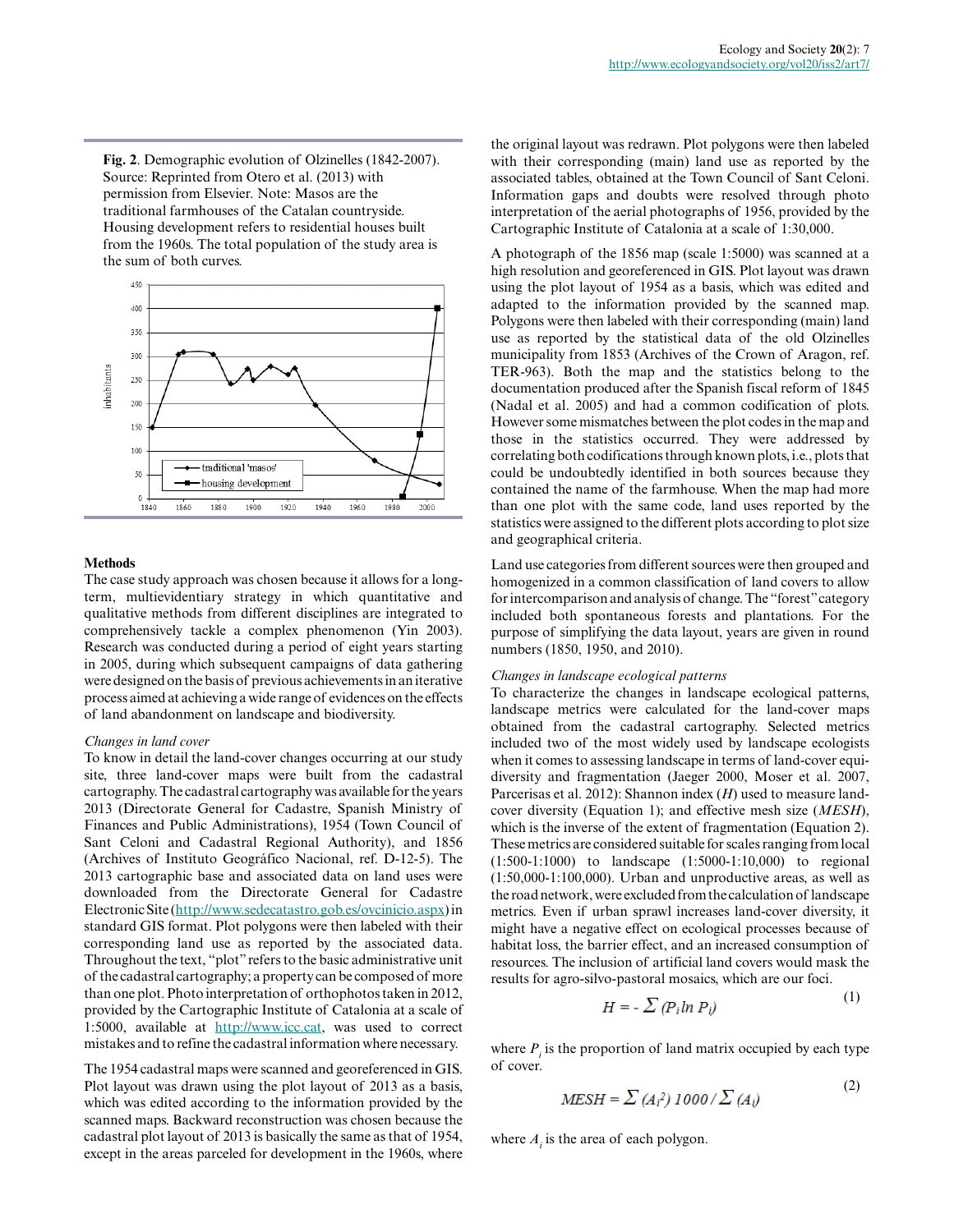**Fig. 2**. Demographic evolution of Olzinelles (1842-2007). Source: Reprinted from Otero et al. (2013) with permission from Elsevier. Note: Masos are the traditional farmhouses of the Catalan countryside. Housing development refers to residential houses built from the 1960s. The total population of the study area is the sum of both curves.

### Methods

The case study approach was chosen because it allows for a long-term, multievidentiary strategy in which quantitative and qualitative methods from different disciplines are integrated to comprehensively tackle a complex phenomenon (Yin 2003). Research was conducted during a period of eight years starting in 2005, during which subsequent campaigns of data gathering were designed on the basis of previous achievements in an iterative process aimed at achieving a wide range of evidences on the effects of land abandonment on landscape and biodiversity.

#### *Changes in land cover*

To know in detail the land-cover changes occurring at our study site, three land-cover maps were built from the cadastral cartography. The cadastral cartography was available for the years 2013 (Directorate General for Cadastre, Spanish Ministry of Finances and Public Administrations), 1954 (Town Council of Sant Celoni and Cadastral Regional Authority), and 1856 (Archives of Instituto Geográfico Nacional, ref. D-12-5). The 2013 cartographic base and associated data on land uses were downloaded from the Directorate General for Cadastre Electronic Site (http://www.sedecatastro.gob.es/ovcinicio.aspx) in standard GIS format. Plot polygons were then labeled with their corresponding land use as reported by the associated data. Throughout the text, "plot" refers to the basic administrative unit of the cadastral cartography; a property can be composed of more than one plot. Photo interpretation of orthophotos taken in 2012, provided by the Cartographic Institute of Catalonia at a scale of 1:5000, available at http://www.icc.cat, was used to correct mistakes and to refine the cadastral information where necessary.

The 1954 cadastral maps were scanned and georeferenced in GIS. Plot layout was drawn using the plot layout of 2013 as a basis, which was edited according to the information provided by the scanned maps. Backward reconstruction was chosen because the cadastral plot layout of 2013 is basically the same as that of 1954, except in the areas parceled for development in the 1960s, where the original layout was redrawn. Plot polygons were then labeled with their corresponding (main) land use as reported by the associated tables, obtained at the Town Council of Sant Celoni. Information gaps and doubts were resolved through photo interpretation of the aerial photographs of 1956, provided by the Cartographic Institute of Catalonia at a scale of 1:30,000.

A photograph of the 1856 map (scale 1:5000) was scanned at a high resolution and georeferenced in GIS. Plot layout was drawn using the plot layout of 1954 as a basis, which was edited and adapted to the information provided by the scanned map. Polygons were then labeled with their corresponding (main) land use as reported by the statistical data of the old Olzinelles municipality from 1853 (Archives of the Crown of Aragon, ref. TER-963). Both the map and the statistics belong to the documentation produced after the Spanish fiscal reform of 1845 (Nadal et al. 2005) and had a common codification of plots. However some mismatches between the plot codes in the map and those in the statistics occurred. They were addressed by correlating both codifications through known plots, i.e., plots that could be undoubtedly identified in both sources because they contained the name of the farmhouse. When the map had more than one plot with the same code, land uses reported by the statistics were assigned to the different plots according to plot size and geographical criteria.

Land use categories from different sources were then grouped and homogenized in a common classification of land covers to allow for intercomparison and analysis of change. The "forest" category included both spontaneous forests and plantations. For the purpose of simplifying the data layout, years are given in round numbers (1850, 1950, and 2010).

#### *Changes in landscape ecological patterns*

To characterize the changes in landscape ecological patterns, landscape metrics were calculated for the land-cover maps obtained from the cadastral cartography. Selected metrics included two of the most widely used by landscape ecologists when it comes to assessing landscape in terms of land-cover equi-diversity and fragmentation (Jaeger 2000, Moser et al. 2007, Parcerisas et al. 2012): Shannon index ($H$) used to measure land-cover diversity (Equation 1); and effective mesh size ($MESH$), which is the inverse of the extent of fragmentation (Equation 2). These metrics are considered suitable for scales ranging from local (1:500-1:1000) to landscape (1:5000-1:10,000) to regional (1:50,000-1:100,000). Urban and unproductive areas, as well as the road network, were excluded from the calculation of landscape metrics. Even if urban sprawl increases land-cover diversity, it might have a negative effect on ecological processes because of habitat loss, the barrier effect, and an increased consumption of resources. The inclusion of artificial land covers would mask the results for agro-silvo-pastoral mosaics, which are our foci.

$$H = -\sum (P_i \ln P_i) \tag{1}$$

where $P_i$ is the proportion of land matrix occupied by each type of cover.

$$MESH = \sum (A_i^2)\, 1000 / \sum (A_i) \tag{2}$$

where $A_i$ is the area of each polygon.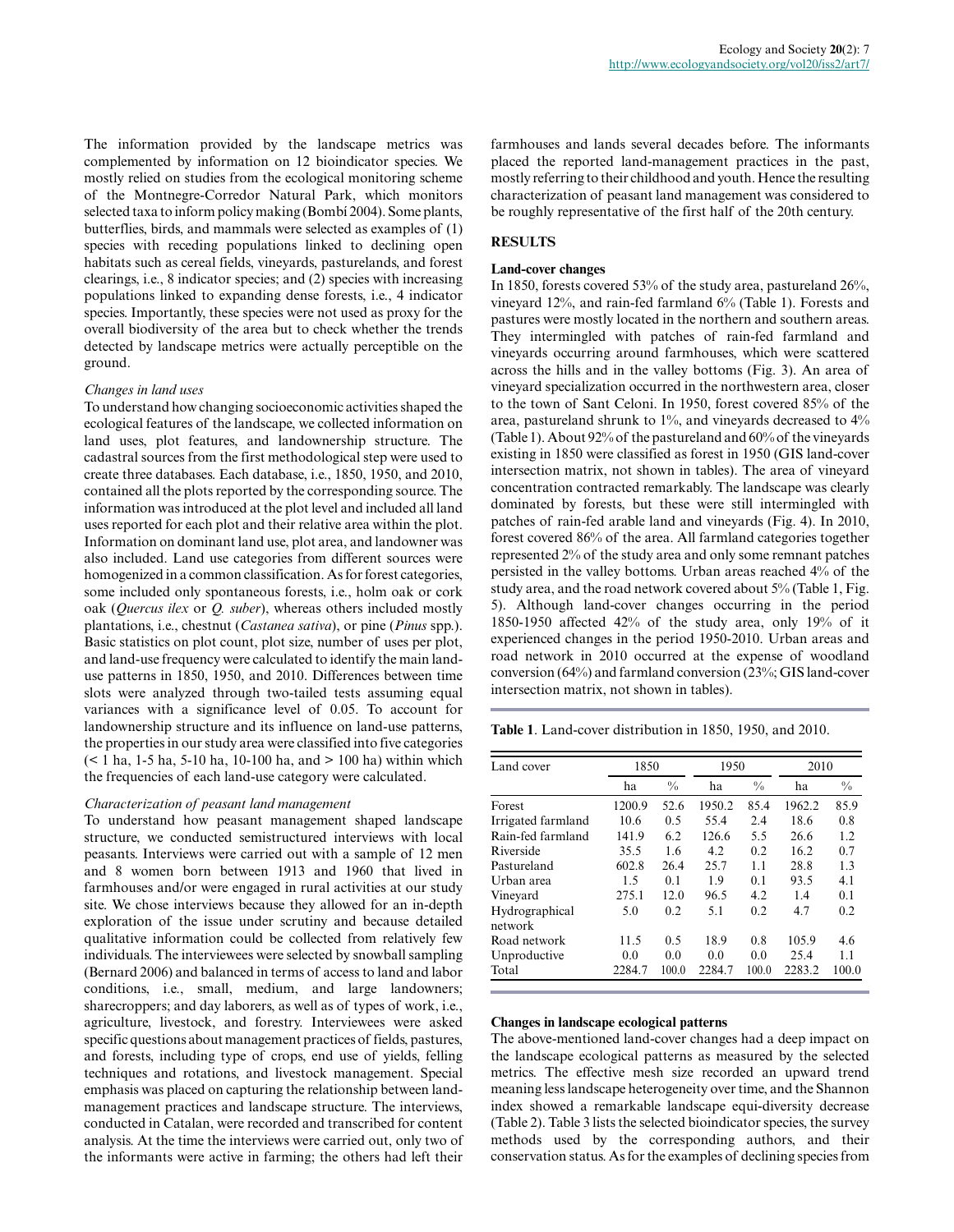The information provided by the landscape metrics was complemented by information on 12 bioindicator species. We mostly relied on studies from the ecological monitoring scheme of the Montnegre-Corredor Natural Park, which monitors selected taxa to inform policy making (Bombí 2004). Some plants, butterflies, birds, and mammals were selected as examples of (1) species with receding populations linked to declining open habitats such as cereal fields, vineyards, pasturelands, and forest clearings, i.e., 8 indicator species; and (2) species with increasing populations linked to expanding dense forests, i.e., 4 indicator species. Importantly, these species were not used as proxy for the overall biodiversity of the area but to check whether the trends detected by landscape metrics were actually perceptible on the ground.

### *Changes in land uses*

To understand how changing socioeconomic activities shaped the ecological features of the landscape, we collected information on land uses, plot features, and landownership structure. The cadastral sources from the first methodological step were used to create three databases. Each database, i.e., 1850, 1950, and 2010, contained all the plots reported by the corresponding source. The information was introduced at the plot level and included all land uses reported for each plot and their relative area within the plot. Information on dominant land use, plot area, and landowner was also included. Land use categories from different sources were homogenized in a common classification. As for forest categories, some included only spontaneous forests, i.e., holm oak or cork oak (*Quercus ilex* or *Q. suber*), whereas others included mostly plantations, i.e., chestnut (*Castanea sativa*), or pine (*Pinus* spp.). Basic statistics on plot count, plot size, number of uses per plot, and land-use frequency were calculated to identify the main land-use patterns in 1850, 1950, and 2010. Differences between time slots were analyzed through two-tailed tests assuming equal variances with a significance level of 0.05. To account for landownership structure and its influence on land-use patterns, the properties in our study area were classified into five categories (< 1 ha, 1-5 ha, 5-10 ha, 10-100 ha, and > 100 ha) within which the frequencies of each land-use category were calculated.

### *Characterization of peasant land management*

To understand how peasant management shaped landscape structure, we conducted semistructured interviews with local peasants. Interviews were carried out with a sample of 12 men and 8 women born between 1913 and 1960 that lived in farmhouses and/or were engaged in rural activities at our study site. We chose interviews because they allowed for an in-depth exploration of the issue under scrutiny and because detailed qualitative information could be collected from relatively few individuals. The interviewees were selected by snowball sampling (Bernard 2006) and balanced in terms of access to land and labor conditions, i.e., small, medium, and large landowners; sharecroppers; and day laborers, as well as of types of work, i.e., agriculture, livestock, and forestry. Interviewees were asked specific questions about management practices of fields, pastures, and forests, including type of crops, end use of yields, felling techniques and rotations, and livestock management. Special emphasis was placed on capturing the relationship between land-management practices and landscape structure. The interviews, conducted in Catalan, were recorded and transcribed for content analysis. At the time the interviews were carried out, only two of the informants were active in farming; the others had left their farmhouses and lands several decades before. The informants placed the reported land-management practices in the past, mostly referring to their childhood and youth. Hence the resulting characterization of peasant land management was considered to be roughly representative of the first half of the 20th century.

## RESULTS

### Land-cover changes

In 1850, forests covered 53% of the study area, pastureland 26%, vineyard 12%, and rain-fed farmland 6% (Table 1). Forests and pastures were mostly located in the northern and southern areas. They intermingled with patches of rain-fed farmland and vineyards occurring around farmhouses, which were scattered across the hills and in the valley bottoms (Fig. 3). An area of vineyard specialization occurred in the northwestern area, closer to the town of Sant Celoni. In 1950, forest covered 85% of the area, pastureland shrunk to 1%, and vineyards decreased to 4% (Table 1). About 92% of the pastureland and 60% of the vineyards existing in 1850 were classified as forest in 1950 (GIS land-cover intersection matrix, not shown in tables). The area of vineyard concentration contracted remarkably. The landscape was clearly dominated by forests, but these were still intermingled with patches of rain-fed arable land and vineyards (Fig. 4). In 2010, forest covered 86% of the area. All farmland categories together represented 2% of the study area and only some remnant patches persisted in the valley bottoms. Urban areas reached 4% of the study area, and the road network covered about 5% (Table 1, Fig. 5). Although land-cover changes occurring in the period 1850-1950 affected 42% of the study area, only 19% of it experienced changes in the period 1950-2010. Urban areas and road network in 2010 occurred at the expense of woodland conversion (64%) and farmland conversion (23%; GIS land-cover intersection matrix, not shown in tables).

**Table 1**. Land-cover distribution in 1850, 1950, and 2010.

| Land cover | 1850 | | 1950 | | 2010 | |
|---|---|---|---|---|---|---|
| | ha | % | ha | % | ha | % |
| Forest | 1200.9 | 52.6 | 1950.2 | 85.4 | 1962.2 | 85.9 |
| Irrigated farmland | 10.6 | 0.5 | 55.4 | 2.4 | 18.6 | 0.8 |
| Rain-fed farmland | 141.9 | 6.2 | 126.6 | 5.5 | 26.6 | 1.2 |
| Riverside | 35.5 | 1.6 | 4.2 | 0.2 | 16.2 | 0.7 |
| Pastureland | 602.8 | 26.4 | 25.7 | 1.1 | 28.8 | 1.3 |
| Urban area | 1.5 | 0.1 | 1.9 | 0.1 | 93.5 | 4.1 |
| Vineyard | 275.1 | 12.0 | 96.5 | 4.2 | 1.4 | 0.1 |
| Hydrographical network | 5.0 | 0.2 | 5.1 | 0.2 | 4.7 | 0.2 |
| Road network | 11.5 | 0.5 | 18.9 | 0.8 | 105.9 | 4.6 |
| Unproductive | 0.0 | 0.0 | 0.0 | 0.0 | 25.4 | 1.1 |
| Total | 2284.7 | 100.0 | 2284.7 | 100.0 | 2283.2 | 100.0 |

### Changes in landscape ecological patterns

The above-mentioned land-cover changes had a deep impact on the landscape ecological patterns as measured by the selected metrics. The effective mesh size recorded an upward trend meaning less landscape heterogeneity over time, and the Shannon index showed a remarkable landscape equi-diversity decrease (Table 2). Table 3 lists the selected bioindicator species, the survey methods used by the corresponding authors, and their conservation status. As for the examples of declining species from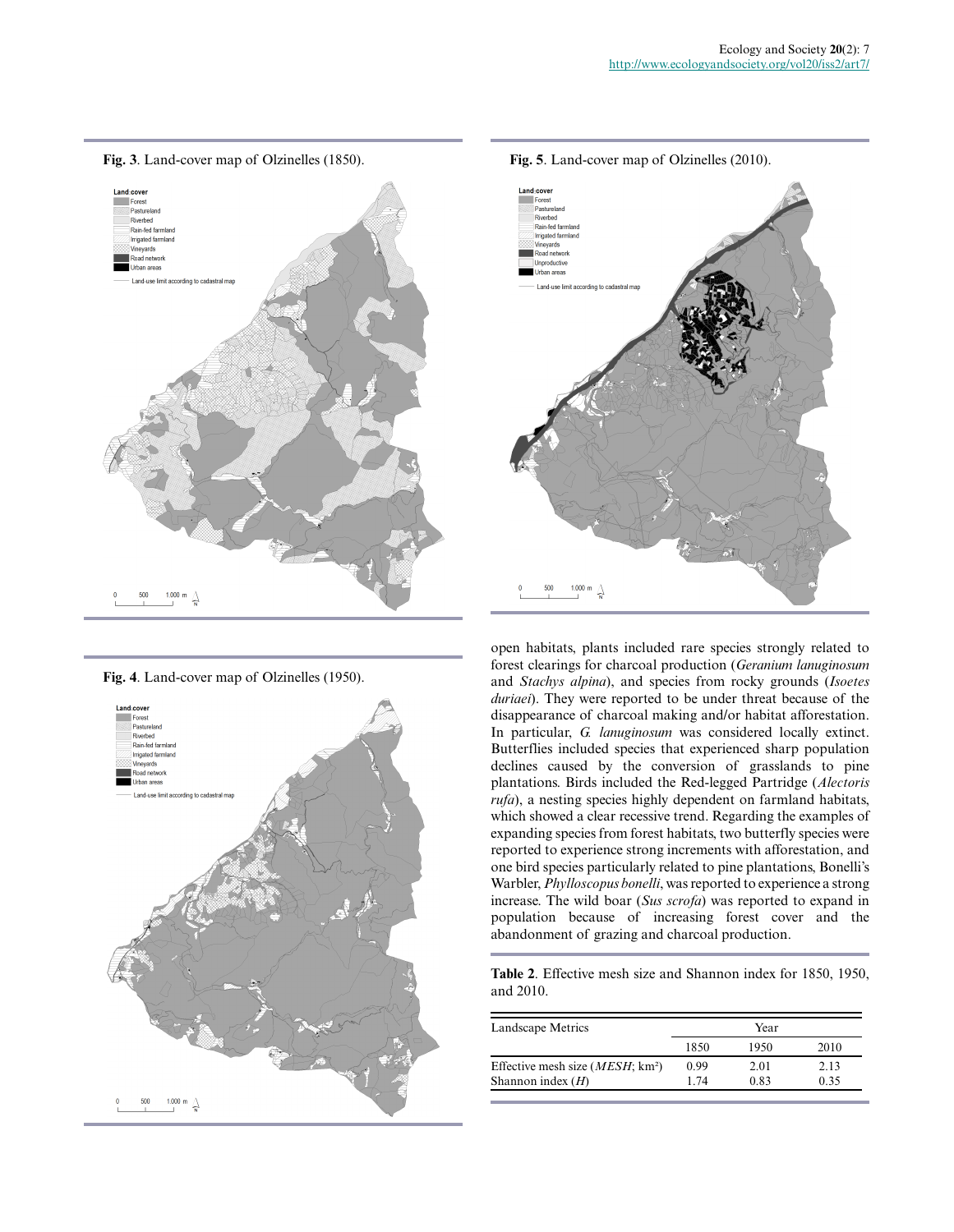**Fig. 3**. Land-cover map of Olzinelles (1850).

**Fig. 5**. Land-cover map of Olzinelles (2010).

**Fig. 4**. Land-cover map of Olzinelles (1950).

open habitats, plants included rare species strongly related to forest clearings for charcoal production (*Geranium lanuginosum* and *Stachys alpina*), and species from rocky grounds (*Isoetes duriaei*). They were reported to be under threat because of the disappearance of charcoal making and/or habitat afforestation. In particular, *G. lanuginosum* was considered locally extinct. Butterflies included species that experienced sharp population declines caused by the conversion of grasslands to pine plantations. Birds included the Red-legged Partridge (*Alectoris rufa*), a nesting species highly dependent on farmland habitats, which showed a clear recessive trend. Regarding the examples of expanding species from forest habitats, two butterfly species were reported to experience strong increments with afforestation, and one bird species particularly related to pine plantations, Bonelli's Warbler, *Phylloscopus bonelli*, was reported to experience a strong increase. The wild boar (*Sus scrofa*) was reported to expand in population because of increasing forest cover and the abandonment of grazing and charcoal production.

**Table 2**. Effective mesh size and Shannon index for 1850, 1950, and 2010.

| Landscape Metrics | Year | | |
|---|---|---|---|
| | 1850 | 1950 | 2010 |
| Effective mesh size (*MESH*; km²) | 0.99 | 2.01 | 2.13 |
| Shannon index (*H*) | 1.74 | 0.83 | 0.35 |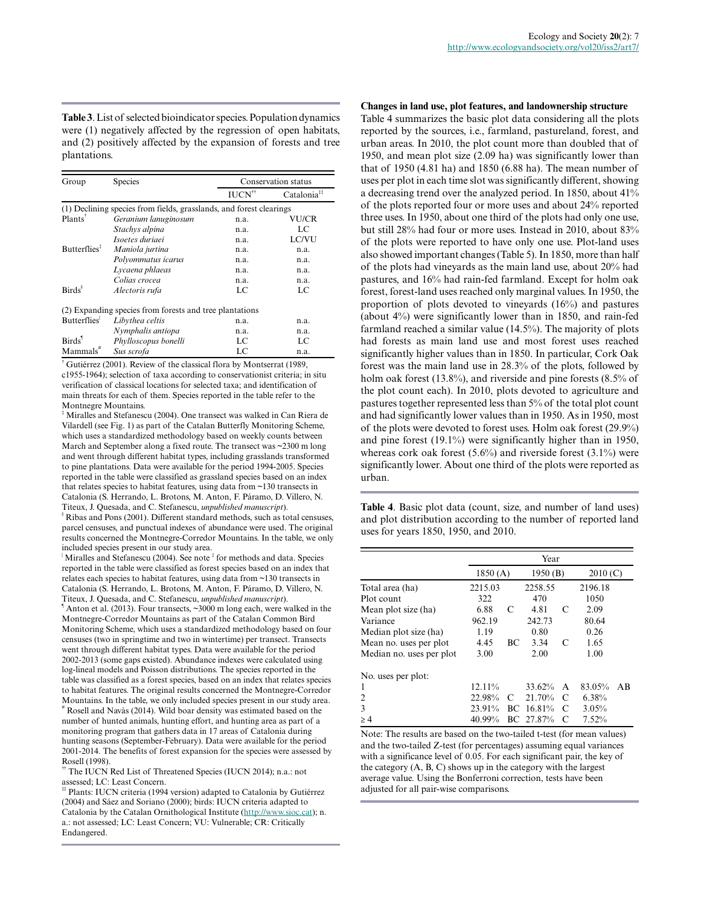**Table 3**. List of selected bioindicator species. Population dynamics were (1) negatively affected by the regression of open habitats, and (2) positively affected by the expansion of forests and tree plantations.

| Group | Species | Conservation status | |
|---|---|---|---|
| | | IUCN[††] | Catalonia[‡‡] |
| (1) Declining species from fields, grasslands, and forest clearings | | | |
| Plants[†] | *Geranium lanuginosum* | n.a. | VU/CR |
| | *Stachys alpina* | n.a. | LC |
| | *Isoetes duriaei* | n.a. | LC/VU |
| Butterflies[‡] | *Maniola jurtina* | n.a. | n.a. |
| | *Polyommatus icarus* | n.a. | n.a. |
| | *Lycaena phlaeas* | n.a. | n.a. |
| | *Colias crocea* | n.a. | n.a. |
| Birds[§] | *Alectoris rufa* | LC | LC |
| (2) Expanding species from forests and tree plantations | | | |
| Butterflies[|] | *Libythea celtis* | n.a. | n.a. |
| | *Nymphalis antiopa* | n.a. | n.a. |
| Birds[¶] | *Phylloscopus bonelli* | LC | LC |
| Mammals[#] | *Sus scrofa* | LC | n.a. |

[†] Gutiérrez (2001). Review of the classical flora by Montserrat (1989, c1955-1964); selection of taxa according to conservationist criteria; in situ verification of classical locations for selected taxa; and identification of main threats for each of them. Species reported in the table refer to the Montnegre Mountains.

[‡] Miralles and Stefanescu (2004). One transect was walked in Can Riera de Vilardell (see Fig. 1) as part of the Catalan Butterfly Monitoring Scheme, which uses a standardized methodology based on weekly counts between March and September along a fixed route. The transect was ~2300 m long and went through different habitat types, including grasslands transformed to pine plantations. Data were available for the period 1994-2005. Species reported in the table were classified as grassland species based on an index that relates species to habitat features, using data from ~130 transects in Catalonia (S. Herrando, L. Brotons, M. Anton, F. Páramo, D. Villero, N. Titeux, J. Quesada, and C. Stefanescu, *unpublished manuscript*).

[§] Ribas and Pons (2001). Different standard methods, such as total censuses, parcel censuses, and punctual indexes of abundance were used. The original results concerned the Montnegre-Corredor Mountains. In the table, we only included species present in our study area.

[|] Miralles and Stefanescu (2004). See note [‡] for methods and data. Species reported in the table were classified as forest species based on an index that relates each species to habitat features, using data from ~130 transects in Catalonia (S. Herrando, L. Brotons, M. Anton, F. Páramo, D. Villero, N. Titeux, J. Quesada, and C. Stefanescu, *unpublished manuscript*).

[¶] Anton et al. (2013). Four transects, ~3000 m long each, were walked in the Montnegre-Corredor Mountains as part of the Catalan Common Bird Monitoring Scheme, which uses a standardized methodology based on four censuses (two in springtime and two in wintertime) per transect. Transects went through different habitat types. Data were available for the period 2002-2013 (some gaps existed). Abundance indexes were calculated using log-lineal models and Poisson distributions. The species reported in the table was classified as a forest species, based on an index that relates species to habitat features. The original results concerned the Montnegre-Corredor Mountains. In the table, we only included species present in our study area.

[#] Rosell and Navàs (2014). Wild boar density was estimated based on the number of hunted animals, hunting effort, and hunting area as part of a monitoring program that gathers data in 17 areas of Catalonia during hunting seasons (September-February). Data were available for the period 2001-2014. The benefits of forest expansion for the species were assessed by Rosell (1998).

[††] The IUCN Red List of Threatened Species (IUCN 2014); n.a.: not assessed; LC: Least Concern.

[‡‡] Plants: IUCN criteria (1994 version) adapted to Catalonia by Gutiérrez (2004) and Sáez and Soriano (2000); birds: IUCN criteria adapted to Catalonia by the Catalan Ornithological Institute (http://www.sioc.cat); n.a.: not assessed; LC: Least Concern; VU: Vulnerable; CR: Critically Endangered.

**Changes in land use, plot features, and landownership structure**

Table 4 summarizes the basic plot data considering all the plots reported by the sources, i.e., farmland, pastureland, forest, and urban areas. In 2010, the plot count more than doubled that of 1950, and mean plot size (2.09 ha) was significantly lower than that of 1950 (4.81 ha) and 1850 (6.88 ha). The mean number of uses per plot in each time slot was significantly different, showing a decreasing trend over the analyzed period. In 1850, about 41% of the plots reported four or more uses and about 24% reported three uses. In 1950, about one third of the plots had only one use, but still 28% had four or more uses. Instead in 2010, about 83% of the plots were reported to have only one use. Plot-land uses also showed important changes (Table 5). In 1850, more than half of the plots had vineyards as the main land use, about 20% had pastures, and 16% had rain-fed farmland. Except for holm oak forest, forest-land uses reached only marginal values. In 1950, the proportion of plots devoted to vineyards (16%) and pastures (about 4%) were significantly lower than in 1850, and rain-fed farmland reached a similar value (14.5%). The majority of plots had forests as main land use and most forest uses reached significantly higher values than in 1850. In particular, Cork Oak forest was the main land use in 28.3% of the plots, followed by holm oak forest (13.8%), and riverside and pine forests (8.5% of the plot count each). In 2010, plots devoted to agriculture and pastures together represented less than 5% of the total plot count and had significantly lower values than in 1950. As in 1950, most of the plots were devoted to forest uses. Holm oak forest (29.9%) and pine forest (19.1%) were significantly higher than in 1950, whereas cork oak forest (5.6%) and riverside forest (3.1%) were significantly lower. About one third of the plots were reported as urban.

**Table 4**. Basic plot data (count, size, and number of land uses) and plot distribution according to the number of reported land uses for years 1850, 1950, and 2010.

| | Year | | | | | |
|---|---|---|---|---|---|---|
| | 1850 (A) | | 1950 (B) | | 2010 (C) | |
| Total area (ha) | 2215.03 | | 2258.55 | | 2196.18 | |
| Plot count | 322 | | 470 | | 1050 | |
| Mean plot size (ha) | 6.88 | C | 4.81 | C | 2.09 | |
| Variance | 962.19 | | 242.73 | | 80.64 | |
| Median plot size (ha) | 1.19 | | 0.80 | | 0.26 | |
| Mean no. uses per plot | 4.45 | BC | 3.34 | C | 1.65 | |
| Median no. uses per plot | 3.00 | | 2.00 | | 1.00 | |
| No. uses per plot: | | | | | | |
| 1 | 12.11% | | 33.62% | A | 83.05% | AB |
| 2 | 22.98% | C | 21.70% | C | 6.38% | |
| 3 | 23.91% | BC | 16.81% | C | 3.05% | |
| ≥ 4 | 40.99% | BC | 27.87% | C | 7.52% | |

Note: The results are based on the two-tailed t-test (for mean values) and the two-tailed Z-test (for percentages) assuming equal variances with a significance level of 0.05. For each significant pair, the key of the category (A, B, C) shows up in the category with the largest average value. Using the Bonferroni correction, tests have been adjusted for all pair-wise comparisons.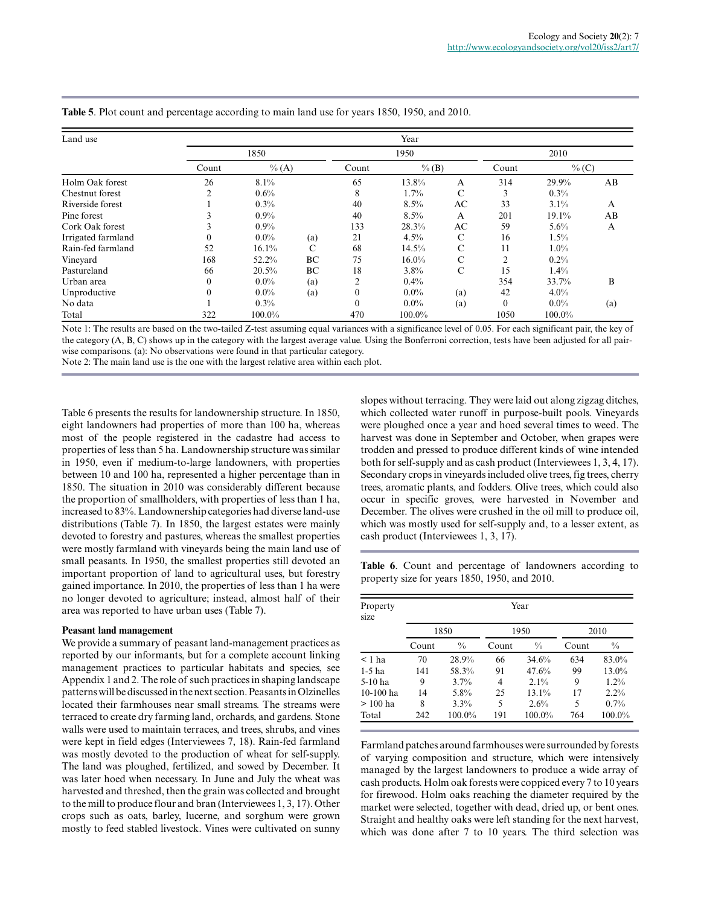**Table 5**. Plot count and percentage according to main land use for years 1850, 1950, and 2010.

| Land use | Year | | | | | | | | |
|---|---|---|---|---|---|---|---|---|---|
| | 1850 | | | 1950 | | | 2010 | | |
| | Count | % (A) | | Count | % (B) | | Count | % (C) | |
| Holm Oak forest | 26 | 8.1% | | 65 | 13.8% | A | 314 | 29.9% | AB |
| Chestnut forest | 2 | 0.6% | | 8 | 1.7% | C | 3 | 0.3% | |
| Riverside forest | 1 | 0.3% | | 40 | 8.5% | AC | 33 | 3.1% | A |
| Pine forest | 3 | 0.9% | | 40 | 8.5% | A | 201 | 19.1% | AB |
| Cork Oak forest | 3 | 0.9% | | 133 | 28.3% | AC | 59 | 5.6% | A |
| Irrigated farmland | 0 | 0.0% | (a) | 21 | 4.5% | C | 16 | 1.5% | |
| Rain-fed farmland | 52 | 16.1% | C | 68 | 14.5% | C | 11 | 1.0% | |
| Vineyard | 168 | 52.2% | BC | 75 | 16.0% | C | 2 | 0.2% | |
| Pastureland | 66 | 20.5% | BC | 18 | 3.8% | C | 15 | 1.4% | |
| Urban area | 0 | 0.0% | (a) | 2 | 0.4% | | 354 | 33.7% | B |
| Unproductive | 0 | 0.0% | (a) | 0 | 0.0% | (a) | 42 | 4.0% | |
| No data | 1 | 0.3% | | 0 | 0.0% | (a) | 0 | 0.0% | (a) |
| Total | 322 | 100.0% | | 470 | 100.0% | | 1050 | 100.0% | |

Note 1: The results are based on the two-tailed Z-test assuming equal variances with a significance level of 0.05. For each significant pair, the key of the category (A, B, C) shows up in the category with the largest average value. Using the Bonferroni correction, tests have been adjusted for all pair-wise comparisons. (a): No observations were found in that particular category.
Note 2: The main land use is the one with the largest relative area within each plot.

Table 6 presents the results for landownership structure. In 1850, eight landowners had properties of more than 100 ha, whereas most of the people registered in the cadastre had access to properties of less than 5 ha. Landownership structure was similar in 1950, even if medium-to-large landowners, with properties between 10 and 100 ha, represented a higher percentage than in 1850. The situation in 2010 was considerably different because the proportion of smallholders, with properties of less than 1 ha, increased to 83%. Landownership categories had diverse land-use distributions (Table 7). In 1850, the largest estates were mainly devoted to forestry and pastures, whereas the smallest properties were mostly farmland with vineyards being the main land use of small peasants. In 1950, the smallest properties still devoted an important proportion of land to agricultural uses, but forestry gained importance. In 2010, the properties of less than 1 ha were no longer devoted to agriculture; instead, almost half of their area was reported to have urban uses (Table 7).

**Peasant land management**

We provide a summary of peasant land-management practices as reported by our informants, but for a complete account linking management practices to particular habitats and species, see Appendix 1 and 2. The role of such practices in shaping landscape patterns will be discussed in the next section. Peasants in Olzinelles located their farmhouses near small streams. The streams were terraced to create dry farming land, orchards, and gardens. Stone walls were used to maintain terraces, and trees, shrubs, and vines were kept in field edges (Interviewees 7, 18). Rain-fed farmland was mostly devoted to the production of wheat for self-supply. The land was ploughed, fertilized, and sowed by December. It was later hoed when necessary. In June and July the wheat was harvested and threshed, then the grain was collected and brought to the mill to produce flour and bran (Interviewees 1, 3, 17). Other crops such as oats, barley, lucerne, and sorghum were grown mostly to feed stabled livestock. Vines were cultivated on sunny slopes without terracing. They were laid out along zigzag ditches, which collected water runoff in purpose-built pools. Vineyards were ploughed once a year and hoed several times to weed. The harvest was done in September and October, when grapes were trodden and pressed to produce different kinds of wine intended both for self-supply and as cash product (Interviewees 1, 3, 4, 17). Secondary crops in vineyards included olive trees, fig trees, cherry trees, aromatic plants, and fodders. Olive trees, which could also occur in specific groves, were harvested in November and December. The olives were crushed in the oil mill to produce oil, which was mostly used for self-supply and, to a lesser extent, as cash product (Interviewees 1, 3, 17).

**Table 6**. Count and percentage of landowners according to property size for years 1850, 1950, and 2010.

| Property size | Year | | | | | |
|---|---|---|---|---|---|---|
| | 1850 | | 1950 | | 2010 | |
| | Count | % | Count | % | Count | % |
| < 1 ha | 70 | 28.9% | 66 | 34.6% | 634 | 83.0% |
| 1-5 ha | 141 | 58.3% | 91 | 47.6% | 99 | 13.0% |
| 5-10 ha | 9 | 3.7% | 4 | 2.1% | 9 | 1.2% |
| 10-100 ha | 14 | 5.8% | 25 | 13.1% | 17 | 2.2% |
| > 100 ha | 8 | 3.3% | 5 | 2.6% | 5 | 0.7% |
| Total | 242 | 100.0% | 191 | 100.0% | 764 | 100.0% |

Farmland patches around farmhouses were surrounded by forests of varying composition and structure, which were intensively managed by the largest landowners to produce a wide array of cash products. Holm oak forests were coppiced every 7 to 10 years for firewood. Holm oaks reaching the diameter required by the market were selected, together with dead, dried up, or bent ones. Straight and healthy oaks were left standing for the next harvest, which was done after 7 to 10 years. The third selection was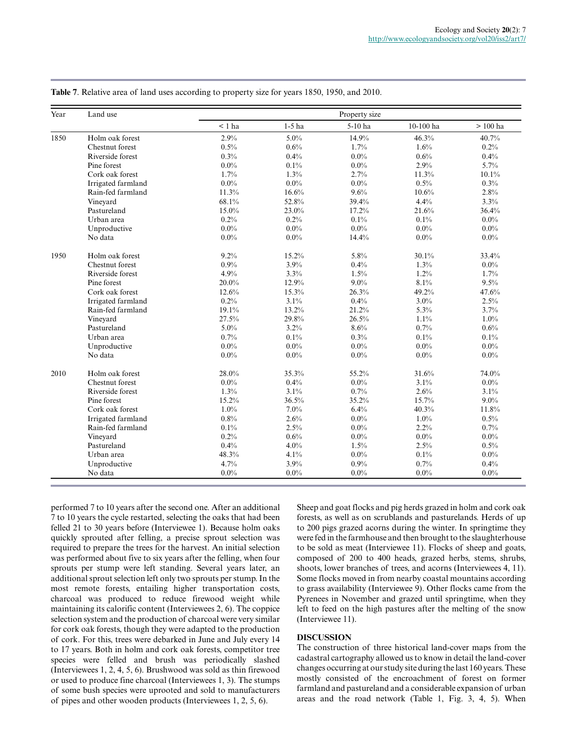**Table 7**. Relative area of land uses according to property size for years 1850, 1950, and 2010.

| Year | Land use | Property size | | | | |
|---|---|---|---|---|---|---|
| | | < 1 ha | 1-5 ha | 5-10 ha | 10-100 ha | > 100 ha |
| 1850 | Holm oak forest | 2.9% | 5.0% | 14.9% | 46.3% | 40.7% |
| | Chestnut forest | 0.5% | 0.6% | 1.7% | 1.6% | 0.2% |
| | Riverside forest | 0.3% | 0.4% | 0.0% | 0.6% | 0.4% |
| | Pine forest | 0.0% | 0.1% | 0.0% | 2.9% | 5.7% |
| | Cork oak forest | 1.7% | 1.3% | 2.7% | 11.3% | 10.1% |
| | Irrigated farmland | 0.0% | 0.0% | 0.0% | 0.5% | 0.3% |
| | Rain-fed farmland | 11.3% | 16.6% | 9.6% | 10.6% | 2.8% |
| | Vineyard | 68.1% | 52.8% | 39.4% | 4.4% | 3.3% |
| | Pastureland | 15.0% | 23.0% | 17.2% | 21.6% | 36.4% |
| | Urban area | 0.2% | 0.2% | 0.1% | 0.1% | 0.0% |
| | Unproductive | 0.0% | 0.0% | 0.0% | 0.0% | 0.0% |
| | No data | 0.0% | 0.0% | 14.4% | 0.0% | 0.0% |
| 1950 | Holm oak forest | 9.2% | 15.2% | 5.8% | 30.1% | 33.4% |
| | Chestnut forest | 0.9% | 3.9% | 0.4% | 1.3% | 0.0% |
| | Riverside forest | 4.9% | 3.3% | 1.5% | 1.2% | 1.7% |
| | Pine forest | 20.0% | 12.9% | 9.0% | 8.1% | 9.5% |
| | Cork oak forest | 12.6% | 15.3% | 26.3% | 49.2% | 47.6% |
| | Irrigated farmland | 0.2% | 3.1% | 0.4% | 3.0% | 2.5% |
| | Rain-fed farmland | 19.1% | 13.2% | 21.2% | 5.3% | 3.7% |
| | Vineyard | 27.5% | 29.8% | 26.5% | 1.1% | 1.0% |
| | Pastureland | 5.0% | 3.2% | 8.6% | 0.7% | 0.6% |
| | Urban area | 0.7% | 0.1% | 0.3% | 0.1% | 0.1% |
| | Unproductive | 0.0% | 0.0% | 0.0% | 0.0% | 0.0% |
| | No data | 0.0% | 0.0% | 0.0% | 0.0% | 0.0% |
| 2010 | Holm oak forest | 28.0% | 35.3% | 55.2% | 31.6% | 74.0% |
| | Chestnut forest | 0.0% | 0.4% | 0.0% | 3.1% | 0.0% |
| | Riverside forest | 1.3% | 3.1% | 0.7% | 2.6% | 3.1% |
| | Pine forest | 15.2% | 36.5% | 35.2% | 15.7% | 9.0% |
| | Cork oak forest | 1.0% | 7.0% | 6.4% | 40.3% | 11.8% |
| | Irrigated farmland | 0.8% | 2.6% | 0.0% | 1.0% | 0.5% |
| | Rain-fed farmland | 0.1% | 2.5% | 0.0% | 2.2% | 0.7% |
| | Vineyard | 0.2% | 0.6% | 0.0% | 0.0% | 0.0% |
| | Pastureland | 0.4% | 4.0% | 1.5% | 2.5% | 0.5% |
| | Urban area | 48.3% | 4.1% | 0.0% | 0.1% | 0.0% |
| | Unproductive | 4.7% | 3.9% | 0.9% | 0.7% | 0.4% |
| | No data | 0.0% | 0.0% | 0.0% | 0.0% | 0.0% |

performed 7 to 10 years after the second one. After an additional 7 to 10 years the cycle restarted, selecting the oaks that had been felled 21 to 30 years before (Interviewee 1). Because holm oaks quickly sprouted after felling, a precise sprout selection was required to prepare the trees for the harvest. An initial selection was performed about five to six years after the felling, when four sprouts per stump were left standing. Several years later, an additional sprout selection left only two sprouts per stump. In the most remote forests, entailing higher transportation costs, charcoal was produced to reduce firewood weight while maintaining its calorific content (Interviewees 2, 6). The coppice selection system and the production of charcoal were very similar for cork oak forests, though they were adapted to the production of cork. For this, trees were debarked in June and July every 14 to 17 years. Both in holm and cork oak forests, competitor tree species were felled and brush was periodically slashed (Interviewees 1, 2, 4, 5, 6). Brushwood was sold as thin firewood or used to produce fine charcoal (Interviewees 1, 3). The stumps of some bush species were uprooted and sold to manufacturers of pipes and other wooden products (Interviewees 1, 2, 5, 6).

Sheep and goat flocks and pig herds grazed in holm and cork oak forests, as well as on scrublands and pasturelands. Herds of up to 200 pigs grazed acorns during the winter. In springtime they were fed in the farmhouse and then brought to the slaughterhouse to be sold as meat (Interviewee 11). Flocks of sheep and goats, composed of 200 to 400 heads, grazed herbs, stems, shrubs, shoots, lower branches of trees, and acorns (Interviewees 4, 11). Some flocks moved in from nearby coastal mountains according to grass availability (Interviewee 9). Other flocks came from the Pyrenees in November and grazed until springtime, when they left to feed on the high pastures after the melting of the snow (Interviewee 11).

## DISCUSSION

The construction of three historical land-cover maps from the cadastral cartography allowed us to know in detail the land-cover changes occurring at our study site during the last 160 years. These mostly consisted of the encroachment of forest on former farmland and pastureland and a considerable expansion of urban areas and the road network (Table 1, Fig. 3, 4, 5). When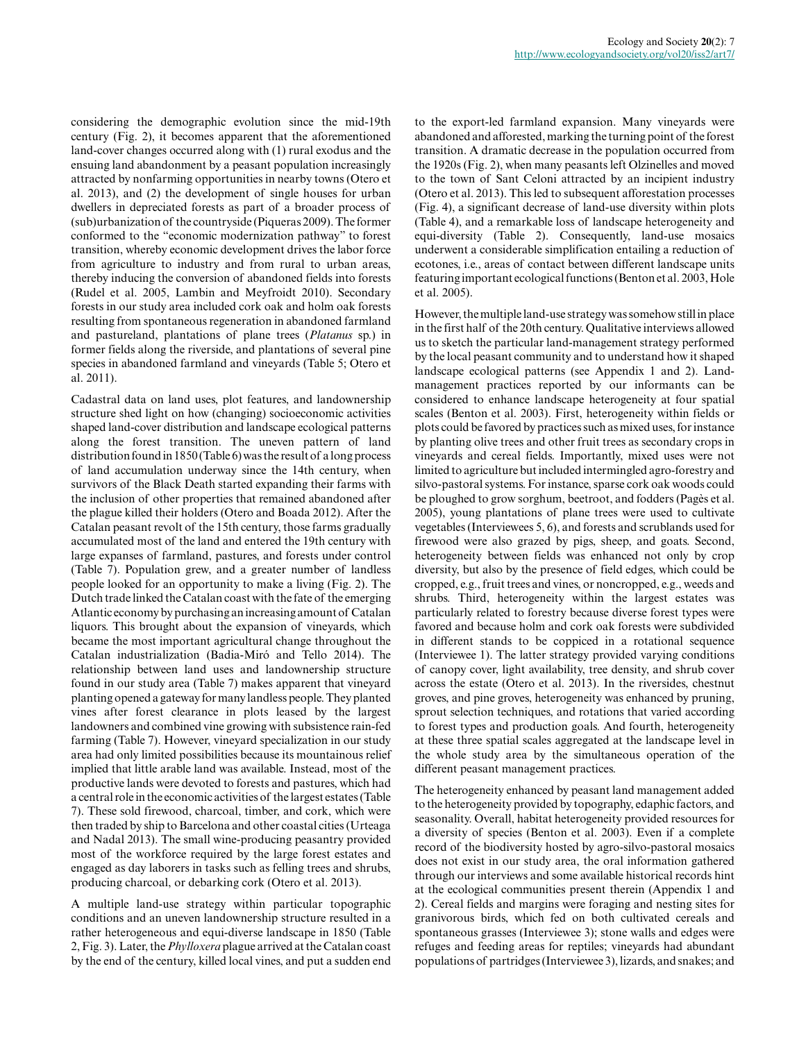considering the demographic evolution since the mid-19th century (Fig. 2), it becomes apparent that the aforementioned land-cover changes occurred along with (1) rural exodus and the ensuing land abandonment by a peasant population increasingly attracted by nonfarming opportunities in nearby towns (Otero et al. 2013), and (2) the development of single houses for urban dwellers in depreciated forests as part of a broader process of (sub)urbanization of the countryside (Piqueras 2009). The former conformed to the "economic modernization pathway" to forest transition, whereby economic development drives the labor force from agriculture to industry and from rural to urban areas, thereby inducing the conversion of abandoned fields into forests (Rudel et al. 2005, Lambin and Meyfroidt 2010). Secondary forests in our study area included cork oak and holm oak forests resulting from spontaneous regeneration in abandoned farmland and pastureland, plantations of plane trees (*Platanus* sp.) in former fields along the riverside, and plantations of several pine species in abandoned farmland and vineyards (Table 5; Otero et al. 2011).

Cadastral data on land uses, plot features, and landownership structure shed light on how (changing) socioeconomic activities shaped land-cover distribution and landscape ecological patterns along the forest transition. The uneven pattern of land distribution found in 1850 (Table 6) was the result of a long process of land accumulation underway since the 14th century, when survivors of the Black Death started expanding their farms with the inclusion of other properties that remained abandoned after the plague killed their holders (Otero and Boada 2012). After the Catalan peasant revolt of the 15th century, those farms gradually accumulated most of the land and entered the 19th century with large expanses of farmland, pastures, and forests under control (Table 7). Population grew, and a greater number of landless people looked for an opportunity to make a living (Fig. 2). The Dutch trade linked the Catalan coast with the fate of the emerging Atlantic economy by purchasing an increasing amount of Catalan liquors. This brought about the expansion of vineyards, which became the most important agricultural change throughout the Catalan industrialization (Badia-Miró and Tello 2014). The relationship between land uses and landownership structure found in our study area (Table 7) makes apparent that vineyard planting opened a gateway for many landless people. They planted vines after forest clearance in plots leased by the largest landowners and combined vine growing with subsistence rain-fed farming (Table 7). However, vineyard specialization in our study area had only limited possibilities because its mountainous relief implied that little arable land was available. Instead, most of the productive lands were devoted to forests and pastures, which had a central role in the economic activities of the largest estates (Table 7). These sold firewood, charcoal, timber, and cork, which were then traded by ship to Barcelona and other coastal cities (Urteaga and Nadal 2013). The small wine-producing peasantry provided most of the workforce required by the large forest estates and engaged as day laborers in tasks such as felling trees and shrubs, producing charcoal, or debarking cork (Otero et al. 2013).

A multiple land-use strategy within particular topographic conditions and an uneven landownership structure resulted in a rather heterogeneous and equi-diverse landscape in 1850 (Table 2, Fig. 3). Later, the *Phylloxera* plague arrived at the Catalan coast by the end of the century, killed local vines, and put a sudden end to the export-led farmland expansion. Many vineyards were abandoned and afforested, marking the turning point of the forest transition. A dramatic decrease in the population occurred from the 1920s (Fig. 2), when many peasants left Olzinelles and moved to the town of Sant Celoni attracted by an incipient industry (Otero et al. 2013). This led to subsequent afforestation processes (Fig. 4), a significant decrease of land-use diversity within plots (Table 4), and a remarkable loss of landscape heterogeneity and equi-diversity (Table 2). Consequently, land-use mosaics underwent a considerable simplification entailing a reduction of ecotones, i.e., areas of contact between different landscape units featuring important ecological functions (Benton et al. 2003, Hole et al. 2005).

However, the multiple land-use strategy was somehow still in place in the first half of the 20th century. Qualitative interviews allowed us to sketch the particular land-management strategy performed by the local peasant community and to understand how it shaped landscape ecological patterns (see Appendix 1 and 2). Land-management practices reported by our informants can be considered to enhance landscape heterogeneity at four spatial scales (Benton et al. 2003). First, heterogeneity within fields or plots could be favored by practices such as mixed uses, for instance by planting olive trees and other fruit trees as secondary crops in vineyards and cereal fields. Importantly, mixed uses were not limited to agriculture but included intermingled agro-forestry and silvo-pastoral systems. For instance, sparse cork oak woods could be ploughed to grow sorghum, beetroot, and fodders (Pagès et al. 2005), young plantations of plane trees were used to cultivate vegetables (Interviewees 5, 6), and forests and scrublands used for firewood were also grazed by pigs, sheep, and goats. Second, heterogeneity between fields was enhanced not only by crop diversity, but also by the presence of field edges, which could be cropped, e.g., fruit trees and vines, or noncropped, e.g., weeds and shrubs. Third, heterogeneity within the largest estates was particularly related to forestry because diverse forest types were favored and because holm and cork oak forests were subdivided in different stands to be coppiced in a rotational sequence (Interviewee 1). The latter strategy provided varying conditions of canopy cover, light availability, tree density, and shrub cover across the estate (Otero et al. 2013). In the riversides, chestnut groves, and pine groves, heterogeneity was enhanced by pruning, sprout selection techniques, and rotations that varied according to forest types and production goals. And fourth, heterogeneity at these three spatial scales aggregated at the landscape level in the whole study area by the simultaneous operation of the different peasant management practices.

The heterogeneity enhanced by peasant land management added to the heterogeneity provided by topography, edaphic factors, and seasonality. Overall, habitat heterogeneity provided resources for a diversity of species (Benton et al. 2003). Even if a complete record of the biodiversity hosted by agro-silvo-pastoral mosaics does not exist in our study area, the oral information gathered through our interviews and some available historical records hint at the ecological communities present therein (Appendix 1 and 2). Cereal fields and margins were foraging and nesting sites for granivorous birds, which fed on both cultivated cereals and spontaneous grasses (Interviewee 3); stone walls and edges were refuges and feeding areas for reptiles; vineyards had abundant populations of partridges (Interviewee 3), lizards, and snakes; and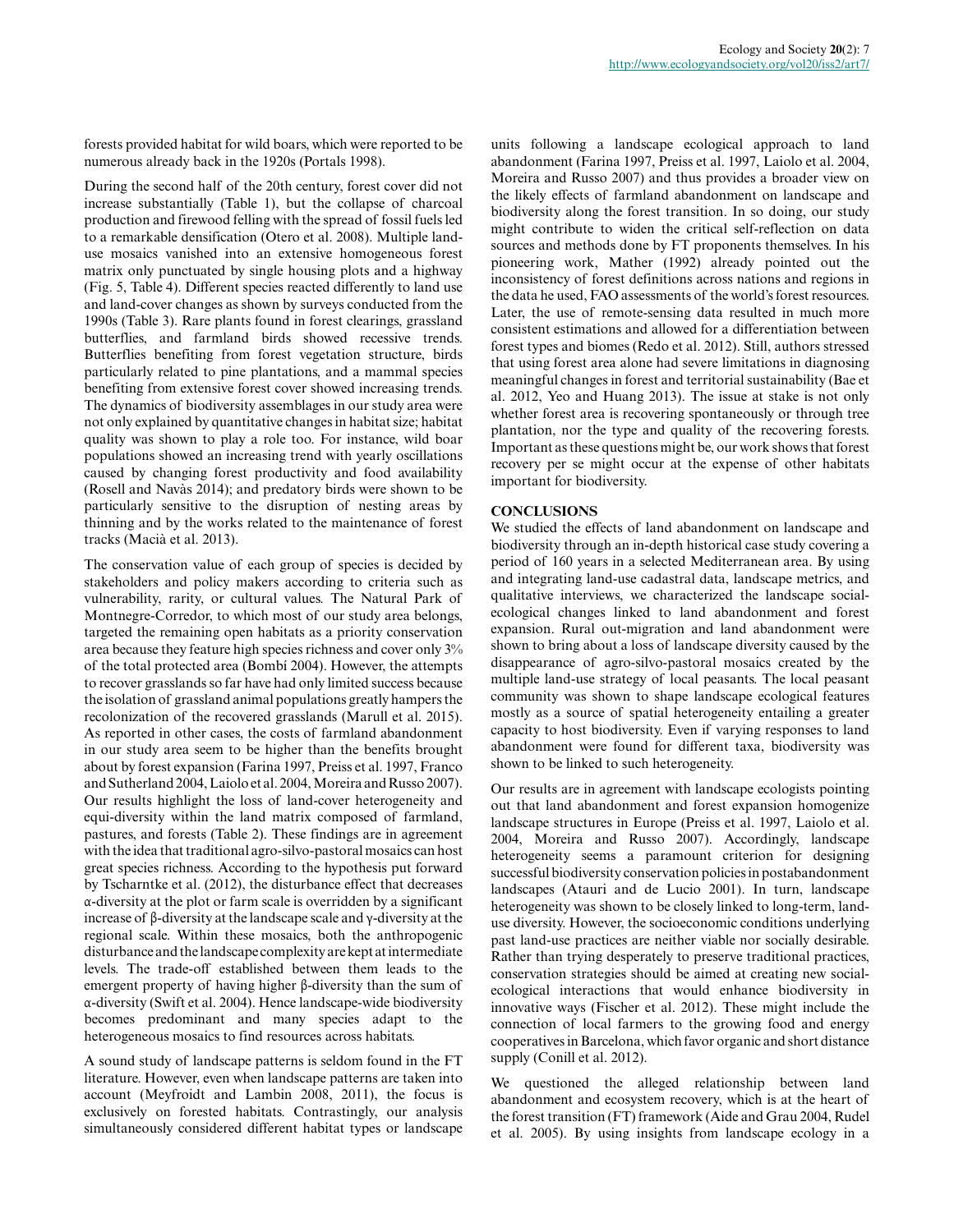forests provided habitat for wild boars, which were reported to be numerous already back in the 1920s (Portals 1998).

During the second half of the 20th century, forest cover did not increase substantially (Table 1), but the collapse of charcoal production and firewood felling with the spread of fossil fuels led to a remarkable densification (Otero et al. 2008). Multiple land-use mosaics vanished into an extensive homogeneous forest matrix only punctuated by single housing plots and a highway (Fig. 5, Table 4). Different species reacted differently to land use and land-cover changes as shown by surveys conducted from the 1990s (Table 3). Rare plants found in forest clearings, grassland butterflies, and farmland birds showed recessive trends. Butterflies benefiting from forest vegetation structure, birds particularly related to pine plantations, and a mammal species benefiting from extensive forest cover showed increasing trends. The dynamics of biodiversity assemblages in our study area were not only explained by quantitative changes in habitat size; habitat quality was shown to play a role too. For instance, wild boar populations showed an increasing trend with yearly oscillations caused by changing forest productivity and food availability (Rosell and Navàs 2014); and predatory birds were shown to be particularly sensitive to the disruption of nesting areas by thinning and by the works related to the maintenance of forest tracks (Macià et al. 2013).

The conservation value of each group of species is decided by stakeholders and policy makers according to criteria such as vulnerability, rarity, or cultural values. The Natural Park of Montnegre-Corredor, to which most of our study area belongs, targeted the remaining open habitats as a priority conservation area because they feature high species richness and cover only 3% of the total protected area (Bombí 2004). However, the attempts to recover grasslands so far have had only limited success because the isolation of grassland animal populations greatly hampers the recolonization of the recovered grasslands (Marull et al. 2015). As reported in other cases, the costs of farmland abandonment in our study area seem to be higher than the benefits brought about by forest expansion (Farina 1997, Preiss et al. 1997, Franco and Sutherland 2004, Laiolo et al. 2004, Moreira and Russo 2007). Our results highlight the loss of land-cover heterogeneity and equi-diversity within the land matrix composed of farmland, pastures, and forests (Table 2). These findings are in agreement with the idea that traditional agro-silvo-pastoral mosaics can host great species richness. According to the hypothesis put forward by Tscharntke et al. (2012), the disturbance effect that decreases α-diversity at the plot or farm scale is overridden by a significant increase of β-diversity at the landscape scale and γ-diversity at the regional scale. Within these mosaics, both the anthropogenic disturbance and the landscape complexity are kept at intermediate levels. The trade-off established between them leads to the emergent property of having higher β-diversity than the sum of α-diversity (Swift et al. 2004). Hence landscape-wide biodiversity becomes predominant and many species adapt to the heterogeneous mosaics to find resources across habitats.

A sound study of landscape patterns is seldom found in the FT literature. However, even when landscape patterns are taken into account (Meyfroidt and Lambin 2008, 2011), the focus is exclusively on forested habitats. Contrastingly, our analysis simultaneously considered different habitat types or landscape units following a landscape ecological approach to land abandonment (Farina 1997, Preiss et al. 1997, Laiolo et al. 2004, Moreira and Russo 2007) and thus provides a broader view on the likely effects of farmland abandonment on landscape and biodiversity along the forest transition. In so doing, our study might contribute to widen the critical self-reflection on data sources and methods done by FT proponents themselves. In his pioneering work, Mather (1992) already pointed out the inconsistency of forest definitions across nations and regions in the data he used, FAO assessments of the world's forest resources. Later, the use of remote-sensing data resulted in much more consistent estimations and allowed for a differentiation between forest types and biomes (Redo et al. 2012). Still, authors stressed that using forest area alone had severe limitations in diagnosing meaningful changes in forest and territorial sustainability (Bae et al. 2012, Yeo and Huang 2013). The issue at stake is not only whether forest area is recovering spontaneously or through tree plantation, nor the type and quality of the recovering forests. Important as these questions might be, our work shows that forest recovery per se might occur at the expense of other habitats important for biodiversity.

## CONCLUSIONS

We studied the effects of land abandonment on landscape and biodiversity through an in-depth historical case study covering a period of 160 years in a selected Mediterranean area. By using and integrating land-use cadastral data, landscape metrics, and qualitative interviews, we characterized the landscape social-ecological changes linked to land abandonment and forest expansion. Rural out-migration and land abandonment were shown to bring about a loss of landscape diversity caused by the disappearance of agro-silvo-pastoral mosaics created by the multiple land-use strategy of local peasants. The local peasant community was shown to shape landscape ecological features mostly as a source of spatial heterogeneity entailing a greater capacity to host biodiversity. Even if varying responses to land abandonment were found for different taxa, biodiversity was shown to be linked to such heterogeneity.

Our results are in agreement with landscape ecologists pointing out that land abandonment and forest expansion homogenize landscape structures in Europe (Preiss et al. 1997, Laiolo et al. 2004, Moreira and Russo 2007). Accordingly, landscape heterogeneity seems a paramount criterion for designing successful biodiversity conservation policies in postabandonment landscapes (Atauri and de Lucio 2001). In turn, landscape heterogeneity was shown to be closely linked to long-term, land-use diversity. However, the socioeconomic conditions underlying past land-use practices are neither viable nor socially desirable. Rather than trying desperately to preserve traditional practices, conservation strategies should be aimed at creating new social-ecological interactions that would enhance biodiversity in innovative ways (Fischer et al. 2012). These might include the connection of local farmers to the growing food and energy cooperatives in Barcelona, which favor organic and short distance supply (Conill et al. 2012).

We questioned the alleged relationship between land abandonment and ecosystem recovery, which is at the heart of the forest transition (FT) framework (Aide and Grau 2004, Rudel et al. 2005). By using insights from landscape ecology in a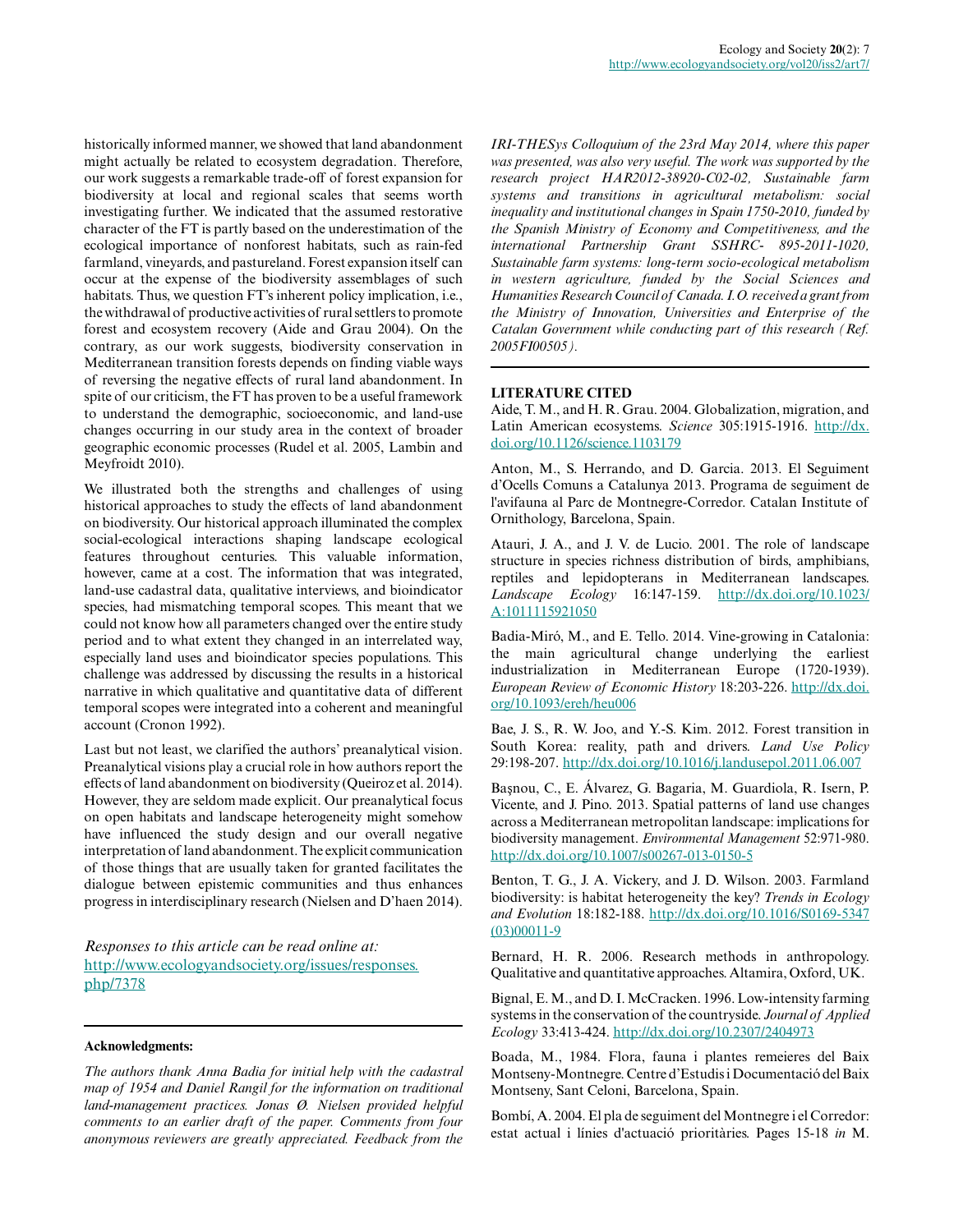historically informed manner, we showed that land abandonment might actually be related to ecosystem degradation. Therefore, our work suggests a remarkable trade-off of forest expansion for biodiversity at local and regional scales that seems worth investigating further. We indicated that the assumed restorative character of the FT is partly based on the underestimation of the ecological importance of nonforest habitats, such as rain-fed farmland, vineyards, and pastureland. Forest expansion itself can occur at the expense of the biodiversity assemblages of such habitats. Thus, we question FT's inherent policy implication, i.e., the withdrawal of productive activities of rural settlers to promote forest and ecosystem recovery (Aide and Grau 2004). On the contrary, as our work suggests, biodiversity conservation in Mediterranean transition forests depends on finding viable ways of reversing the negative effects of rural land abandonment. In spite of our criticism, the FT has proven to be a useful framework to understand the demographic, socioeconomic, and land-use changes occurring in our study area in the context of broader geographic economic processes (Rudel et al. 2005, Lambin and Meyfroidt 2010).

We illustrated both the strengths and challenges of using historical approaches to study the effects of land abandonment on biodiversity. Our historical approach illuminated the complex social-ecological interactions shaping landscape ecological features throughout centuries. This valuable information, however, came at a cost. The information that was integrated, land-use cadastral data, qualitative interviews, and bioindicator species, had mismatching temporal scopes. This meant that we could not know how all parameters changed over the entire study period and to what extent they changed in an interrelated way, especially land uses and bioindicator species populations. This challenge was addressed by discussing the results in a historical narrative in which qualitative and quantitative data of different temporal scopes were integrated into a coherent and meaningful account (Cronon 1992).

Last but not least, we clarified the authors' preanalytical vision. Preanalytical visions play a crucial role in how authors report the effects of land abandonment on biodiversity (Queiroz et al. 2014). However, they are seldom made explicit. Our preanalytical focus on open habitats and landscape heterogeneity might somehow have influenced the study design and our overall negative interpretation of land abandonment. The explicit communication of those things that are usually taken for granted facilitates the dialogue between epistemic communities and thus enhances progress in interdisciplinary research (Nielsen and D'haen 2014).

*Responses to this article can be read online at:*
http://www.ecologyandsociety.org/issues/responses.php/7378

**Acknowledgments:**

*The authors thank Anna Badia for initial help with the cadastral map of 1954 and Daniel Rangil for the information on traditional land-management practices. Jonas Ø. Nielsen provided helpful comments to an earlier draft of the paper. Comments from four anonymous reviewers are greatly appreciated. Feedback from the IRI-THESys Colloquium of the 23rd May 2014, where this paper was presented, was also very useful. The work was supported by the research project HAR2012-38920-C02-02, Sustainable farm systems and transitions in agricultural metabolism: social inequality and institutional changes in Spain 1750-2010, funded by the Spanish Ministry of Economy and Competitiveness, and the international Partnership Grant SSHRC- 895-2011-1020, Sustainable farm systems: long-term socio-ecological metabolism in western agriculture, funded by the Social Sciences and Humanities Research Council of Canada. I. O. received a grant from the Ministry of Innovation, Universities and Enterprise of the Catalan Government while conducting part of this research (Ref. 2005FI00505).*

## LITERATURE CITED

Aide, T. M., and H. R. Grau. 2004. Globalization, migration, and Latin American ecosystems. *Science* 305:1915-1916. http://dx.doi.org/10.1126/science.1103179

Anton, M., S. Herrando, and D. Garcia. 2013. El Seguiment d'Ocells Comuns a Catalunya 2013. Programa de seguiment de l'avifauna al Parc de Montnegre-Corredor. Catalan Institute of Ornithology, Barcelona, Spain.

Atauri, J. A., and J. V. de Lucio. 2001. The role of landscape structure in species richness distribution of birds, amphibians, reptiles and lepidopterans in Mediterranean landscapes. *Landscape Ecology* 16:147-159. http://dx.doi.org/10.1023/A:1011115921050

Badia-Miró, M., and E. Tello. 2014. Vine-growing in Catalonia: the main agricultural change underlying the earliest industrialization in Mediterranean Europe (1720-1939). *European Review of Economic History* 18:203-226. http://dx.doi.org/10.1093/ereh/heu006

Bae, J. S., R. W. Joo, and Y.-S. Kim. 2012. Forest transition in South Korea: reality, path and drivers. *Land Use Policy* 29:198-207. http://dx.doi.org/10.1016/j.landusepol.2011.06.007

Başnou, C., E. Álvarez, G. Bagaria, M. Guardiola, R. Isern, P. Vicente, and J. Pino. 2013. Spatial patterns of land use changes across a Mediterranean metropolitan landscape: implications for biodiversity management. *Environmental Management* 52:971-980. http://dx.doi.org/10.1007/s00267-013-0150-5

Benton, T. G., J. A. Vickery, and J. D. Wilson. 2003. Farmland biodiversity: is habitat heterogeneity the key? *Trends in Ecology and Evolution* 18:182-188. http://dx.doi.org/10.1016/S0169-5347(03)00011-9

Bernard, H. R. 2006. Research methods in anthropology. Qualitative and quantitative approaches. Altamira, Oxford, UK.

Bignal, E. M., and D. I. McCracken. 1996. Low-intensity farming systems in the conservation of the countryside. *Journal of Applied Ecology* 33:413-424. http://dx.doi.org/10.2307/2404973

Boada, M., 1984. Flora, fauna i plantes remeieres del Baix Montseny-Montnegre. Centre d'Estudis i Documentació del Baix Montseny, Sant Celoni, Barcelona, Spain.

Bombí, A. 2004. El pla de seguiment del Montnegre i el Corredor: estat actual i línies d'actuació prioritàries. Pages 15-18 *in* M.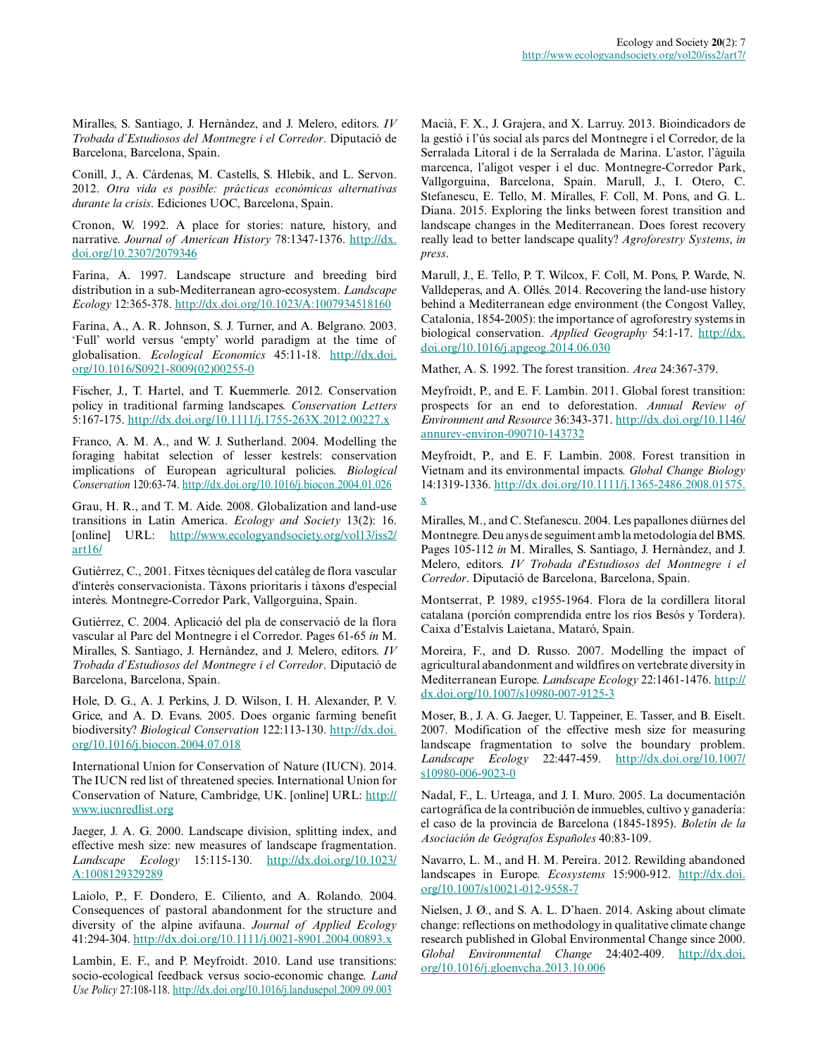Miralles, S. Santiago, J. Hernàndez, and J. Melero, editors. *IV Trobada d'Estudiosos del Montnegre i el Corredor*. Diputació de Barcelona, Barcelona, Spain.

Conill, J., A. Cárdenas, M. Castells, S. Hlebik, and L. Servon. 2012. *Otra vida es posible: prácticas económicas alternativas durante la crisis*. Ediciones UOC, Barcelona, Spain.

Cronon, W. 1992. A place for stories: nature, history, and narrative. *Journal of American History* 78:1347-1376. http://dx.doi.org/10.2307/2079346

Farina, A. 1997. Landscape structure and breeding bird distribution in a sub-Mediterranean agro-ecosystem. *Landscape Ecology* 12:365-378. http://dx.doi.org/10.1023/A:1007934518160

Farina, A., A. R. Johnson, S. J. Turner, and A. Belgrano. 2003. 'Full' world versus 'empty' world paradigm at the time of globalisation. *Ecological Economics* 45:11-18. http://dx.doi.org/10.1016/S0921-8009(02)00255-0

Fischer, J., T. Hartel, and T. Kuemmerle. 2012. Conservation policy in traditional farming landscapes. *Conservation Letters* 5:167-175. http://dx.doi.org/10.1111/j.1755-263X.2012.00227.x

Franco, A. M. A., and W. J. Sutherland. 2004. Modelling the foraging habitat selection of lesser kestrels: conservation implications of European agricultural policies. *Biological Conservation* 120:63-74. http://dx.doi.org/10.1016/j.biocon.2004.01.026

Grau, H. R., and T. M. Aide. 2008. Globalization and land-use transitions in Latin America. *Ecology and Society* 13(2): 16. [online] URL: http://www.ecologyandsociety.org/vol13/iss2/art16/

Gutiérrez, C., 2001. Fitxes tècniques del catàleg de flora vascular d'interès conservacionista. Tàxons prioritaris i tàxons d'especial interès. Montnegre-Corredor Park, Vallgorguina, Spain.

Gutiérrez, C. 2004. Aplicació del pla de conservació de la flora vascular al Parc del Montnegre i el Corredor. Pages 61-65 *in* M. Miralles, S. Santiago, J. Hernàndez, and J. Melero, editors. *IV Trobada d'Estudiosos del Montnegre i el Corredor*. Diputació de Barcelona, Barcelona, Spain.

Hole, D. G., A. J. Perkins, J. D. Wilson, I. H. Alexander, P. V. Grice, and A. D. Evans. 2005. Does organic farming benefit biodiversity? *Biological Conservation* 122:113-130. http://dx.doi.org/10.1016/j.biocon.2004.07.018

International Union for Conservation of Nature (IUCN). 2014. The IUCN red list of threatened species. International Union for Conservation of Nature, Cambridge, UK. [online] URL: http://www.iucnredlist.org

Jaeger, J. A. G. 2000. Landscape division, splitting index, and effective mesh size: new measures of landscape fragmentation. *Landscape Ecology* 15:115-130. http://dx.doi.org/10.1023/A:1008129329289

Laiolo, P., F. Dondero, E. Ciliento, and A. Rolando. 2004. Consequences of pastoral abandonment for the structure and diversity of the alpine avifauna. *Journal of Applied Ecology* 41:294-304. http://dx.doi.org/10.1111/j.0021-8901.2004.00893.x

Lambin, E. F., and P. Meyfroidt. 2010. Land use transitions: socio-ecological feedback versus socio-economic change. *Land Use Policy* 27:108-118. http://dx.doi.org/10.1016/j.landusepol.2009.09.003

Macià, F. X., J. Grajera, and X. Larruy. 2013. Bioindicadors de la gestió i l'ús social als parcs del Montnegre i el Corredor, de la Serralada Litoral i de la Serralada de Marina. L'astor, l'àguila marcenca, l'aligot vesper i el duc. Montnegre-Corredor Park, Vallgorguina, Barcelona, Spain. Marull, J., I. Otero, C. Stefanescu, E. Tello, M. Miralles, F. Coll, M. Pons, and G. L. Diana. 2015. Exploring the links between forest transition and landscape changes in the Mediterranean. Does forest recovery really lead to better landscape quality? *Agroforestry Systems*, *in press*.

Marull, J., E. Tello, P. T. Wilcox, F. Coll, M. Pons, P. Warde, N. Valldeperas, and A. Ollés. 2014. Recovering the land-use history behind a Mediterranean edge environment (the Congost Valley, Catalonia, 1854-2005): the importance of agroforestry systems in biological conservation. *Applied Geography* 54:1-17. http://dx.doi.org/10.1016/j.apgeog.2014.06.030

Mather, A. S. 1992. The forest transition. *Area* 24:367-379.

Meyfroidt, P., and E. F. Lambin. 2011. Global forest transition: prospects for an end to deforestation. *Annual Review of Environment and Resource* 36:343-371. http://dx.doi.org/10.1146/annurev-environ-090710-143732

Meyfroidt, P., and E. F. Lambin. 2008. Forest transition in Vietnam and its environmental impacts. *Global Change Biology* 14:1319-1336. http://dx.doi.org/10.1111/j.1365-2486.2008.01575.x

Miralles, M., and C. Stefanescu. 2004. Les papallones diürnes del Montnegre. Deu anys de seguiment amb la metodologia del BMS. Pages 105-112 *in* M. Miralles, S. Santiago, J. Hernàndez, and J. Melero, editors. *IV Trobada d'Estudiosos del Montnegre i el Corredor*. Diputació de Barcelona, Barcelona, Spain.

Montserrat, P. 1989, c1955-1964. Flora de la cordillera litoral catalana (porción comprendida entre los ríos Besós y Tordera). Caixa d'Estalvis Laietana, Mataró, Spain.

Moreira, F., and D. Russo. 2007. Modelling the impact of agricultural abandonment and wildfires on vertebrate diversity in Mediterranean Europe. *Landscape Ecology* 22:1461-1476. http://dx.doi.org/10.1007/s10980-007-9125-3

Moser, B., J. A. G. Jaeger, U. Tappeiner, E. Tasser, and B. Eiselt. 2007. Modification of the effective mesh size for measuring landscape fragmentation to solve the boundary problem. *Landscape Ecology* 22:447-459. http://dx.doi.org/10.1007/s10980-006-9023-0

Nadal, F., L. Urteaga, and J. I. Muro. 2005. La documentación cartográfica de la contribución de inmuebles, cultivo y ganadería: el caso de la provincia de Barcelona (1845-1895). *Boletín de la Asociación de Geógrafos Españoles* 40:83-109.

Navarro, L. M., and H. M. Pereira. 2012. Rewilding abandoned landscapes in Europe. *Ecosystems* 15:900-912. http://dx.doi.org/10.1007/s10021-012-9558-7

Nielsen, J. Ø., and S. A. L. D'haen. 2014. Asking about climate change: reflections on methodology in qualitative climate change research published in Global Environmental Change since 2000. *Global Environmental Change* 24:402-409. http://dx.doi.org/10.1016/j.gloenvcha.2013.10.006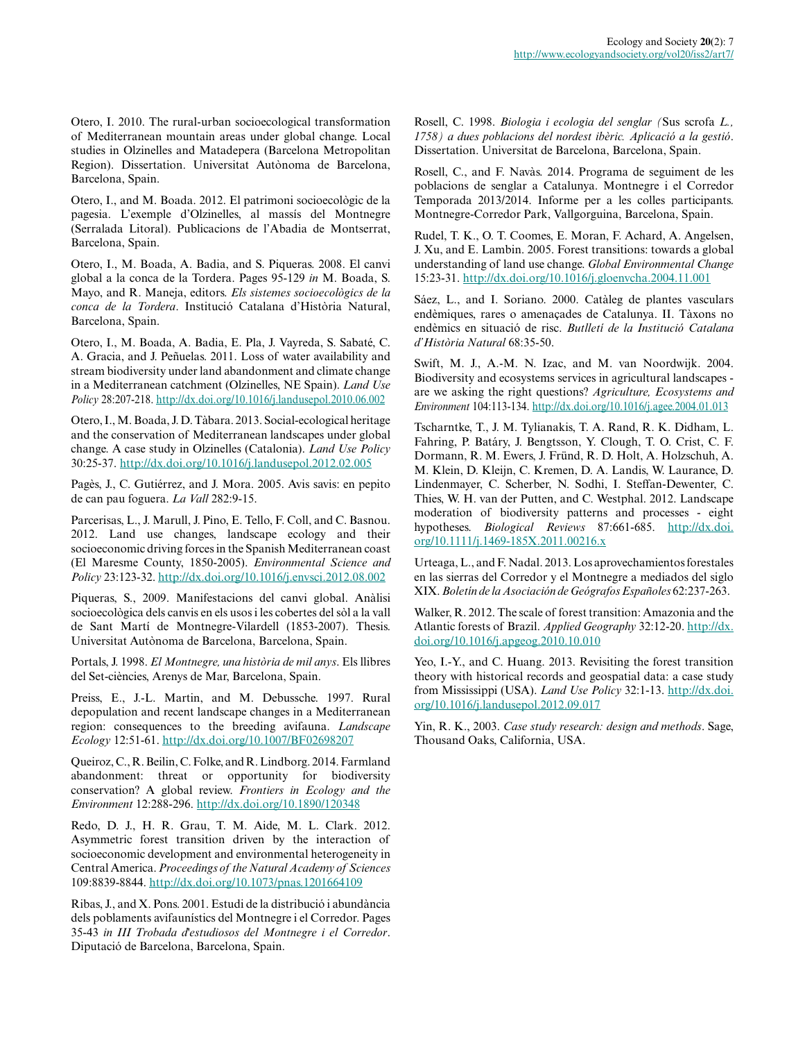Otero, I. 2010. The rural-urban socioecological transformation of Mediterranean mountain areas under global change. Local studies in Olzinelles and Matadepera (Barcelona Metropolitan Region). Dissertation. Universitat Autònoma de Barcelona, Barcelona, Spain.

Otero, I., and M. Boada. 2012. El patrimoni socioecològic de la pagesia. L'exemple d'Olzinelles, al massís del Montnegre (Serralada Litoral). Publicacions de l'Abadia de Montserrat, Barcelona, Spain.

Otero, I., M. Boada, A. Badia, and S. Piqueras. 2008. El canvi global a la conca de la Tordera. Pages 95-129 *in* M. Boada, S. Mayo, and R. Maneja, editors. *Els sistemes socioecològics de la conca de la Tordera*. Institució Catalana d'Història Natural, Barcelona, Spain.

Otero, I., M. Boada, A. Badia, E. Pla, J. Vayreda, S. Sabaté, C. A. Gracia, and J. Peñuelas. 2011. Loss of water availability and stream biodiversity under land abandonment and climate change in a Mediterranean catchment (Olzinelles, NE Spain). *Land Use Policy* 28:207-218. http://dx.doi.org/10.1016/j.landusepol.2010.06.002

Otero, I., M. Boada, J. D. Tàbara. 2013. Social-ecological heritage and the conservation of Mediterranean landscapes under global change. A case study in Olzinelles (Catalonia). *Land Use Policy* 30:25-37. http://dx.doi.org/10.1016/j.landusepol.2012.02.005

Pagès, J., C. Gutiérrez, and J. Mora. 2005. Avis savis: en pepito de can pau foguera. *La Vall* 282:9-15.

Parcerisas, L., J. Marull, J. Pino, E. Tello, F. Coll, and C. Basnou. 2012. Land use changes, landscape ecology and their socioeconomic driving forces in the Spanish Mediterranean coast (El Maresme County, 1850-2005). *Environmental Science and Policy* 23:123-32. http://dx.doi.org/10.1016/j.envsci.2012.08.002

Piqueras, S., 2009. Manifestacions del canvi global. Anàlisi socioecològica dels canvis en els usos i les cobertes del sòl a la vall de Sant Martí de Montnegre-Vilardell (1853-2007). Thesis. Universitat Autònoma de Barcelona, Barcelona, Spain.

Portals, J. 1998. *El Montnegre, una història de mil anys*. Els llibres del Set-ciències, Arenys de Mar, Barcelona, Spain.

Preiss, E., J.-L. Martin, and M. Debussche. 1997. Rural depopulation and recent landscape changes in a Mediterranean region: consequences to the breeding avifauna. *Landscape Ecology* 12:51-61. http://dx.doi.org/10.1007/BF02698207

Queiroz, C., R. Beilin, C. Folke, and R. Lindborg. 2014. Farmland abandonment: threat or opportunity for biodiversity conservation? A global review. *Frontiers in Ecology and the Environment* 12:288-296. http://dx.doi.org/10.1890/120348

Redo, D. J., H. R. Grau, T. M. Aide, M. L. Clark. 2012. Asymmetric forest transition driven by the interaction of socioeconomic development and environmental heterogeneity in Central America. *Proceedings of the Natural Academy of Sciences* 109:8839-8844. http://dx.doi.org/10.1073/pnas.1201664109

Ribas, J., and X. Pons. 2001. Estudi de la distribució i abundància dels poblaments avifaunístics del Montnegre i el Corredor. Pages 35-43 *in III Trobada d'estudiosos del Montnegre i el Corredor*. Diputació de Barcelona, Barcelona, Spain.

Rosell, C. 1998. *Biologia i ecologia del senglar (*Sus scrofa *L., 1758) a dues poblacions del nordest ibèric. Aplicació a la gestió*. Dissertation. Universitat de Barcelona, Barcelona, Spain.

Rosell, C., and F. Navàs. 2014. Programa de seguiment de les poblacions de senglar a Catalunya. Montnegre i el Corredor Temporada 2013/2014. Informe per a les colles participants. Montnegre-Corredor Park, Vallgorguina, Barcelona, Spain.

Rudel, T. K., O. T. Coomes, E. Moran, F. Achard, A. Angelsen, J. Xu, and E. Lambin. 2005. Forest transitions: towards a global understanding of land use change. *Global Environmental Change* 15:23-31. http://dx.doi.org/10.1016/j.gloenvcha.2004.11.001

Sáez, L., and I. Soriano. 2000. Catàleg de plantes vasculars endèmiques, rares o amenaçades de Catalunya. II. Tàxons no endèmics en situació de risc. *Butlletí de la Institució Catalana d'Història Natural* 68:35-50.

Swift, M. J., A.-M. N. Izac, and M. van Noordwijk. 2004. Biodiversity and ecosystems services in agricultural landscapes - are we asking the right questions? *Agriculture, Ecosystems and Environment* 104:113-134. http://dx.doi.org/10.1016/j.agee.2004.01.013

Tscharntke, T., J. M. Tylianakis, T. A. Rand, R. K. Didham, L. Fahring, P. Batáry, J. Bengtsson, Y. Clough, T. O. Crist, C. F. Dormann, R. M. Ewers, J. Fründ, R. D. Holt, A. Holzschuh, A. M. Klein, D. Kleijn, C. Kremen, D. A. Landis, W. Laurance, D. Lindenmayer, C. Scherber, N. Sodhi, I. Steffan-Dewenter, C. Thies, W. H. van der Putten, and C. Westphal. 2012. Landscape moderation of biodiversity patterns and processes - eight hypotheses. *Biological Reviews* 87:661-685. http://dx.doi.org/10.1111/j.1469-185X.2011.00216.x

Urteaga, L., and F. Nadal. 2013. Los aprovechamientos forestales en las sierras del Corredor y el Montnegre a mediados del siglo XIX. *Boletín de la Asociación de Geógrafos Españoles* 62:237-263.

Walker, R. 2012. The scale of forest transition: Amazonia and the Atlantic forests of Brazil. *Applied Geography* 32:12-20. http://dx.doi.org/10.1016/j.apgeog.2010.10.010

Yeo, I.-Y., and C. Huang. 2013. Revisiting the forest transition theory with historical records and geospatial data: a case study from Mississippi (USA). *Land Use Policy* 32:1-13. http://dx.doi.org/10.1016/j.landusepol.2012.09.017

Yin, R. K., 2003. *Case study research: design and methods*. Sage, Thousand Oaks, California, USA.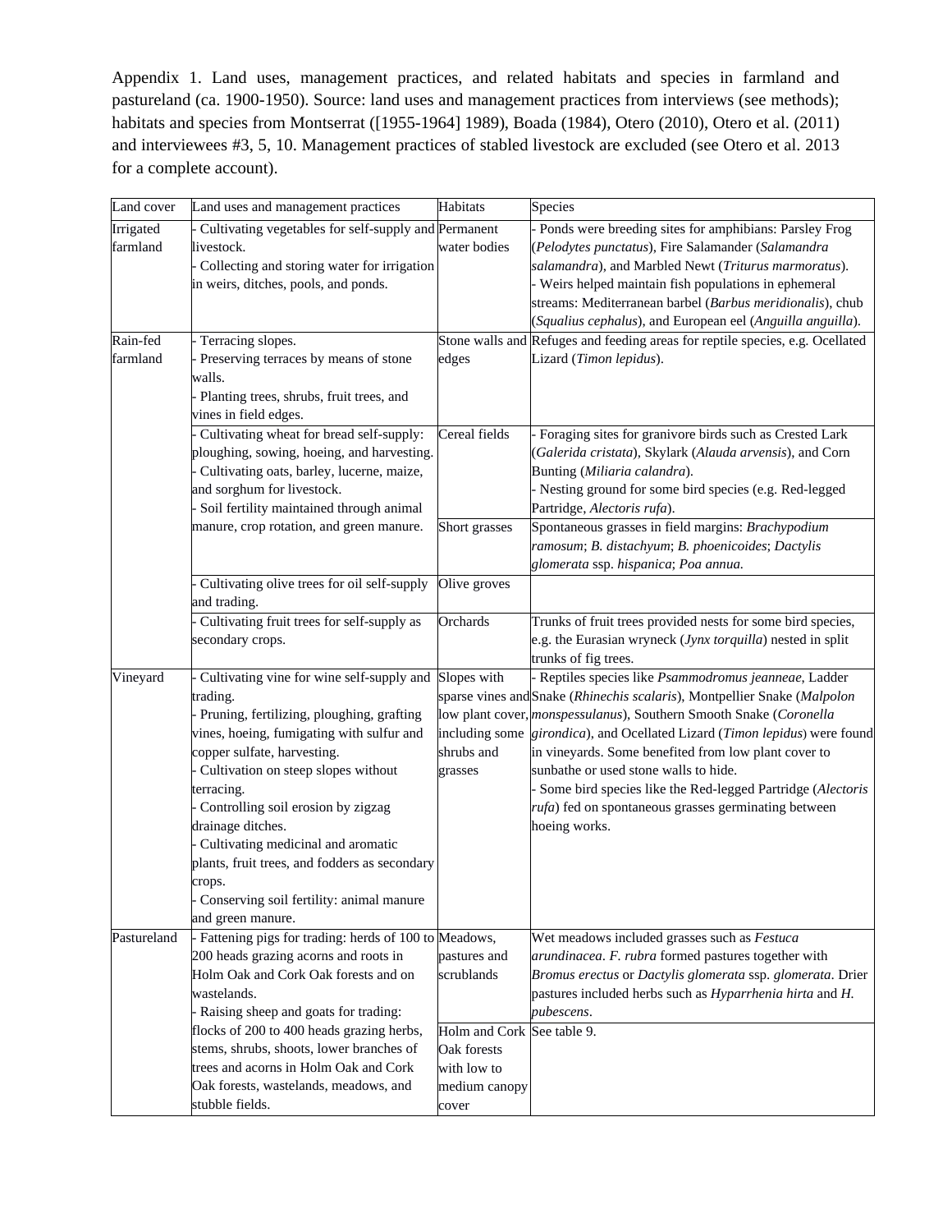Appendix 1. Land uses, management practices, and related habitats and species in farmland and pastureland (ca. 1900-1950). Source: land uses and management practices from interviews (see methods); habitats and species from Montserrat ([1955-1964] 1989), Boada (1984), Otero (2010), Otero et al. (2011) and interviewees #3, 5, 10. Management practices of stabled livestock are excluded (see Otero et al. 2013 for a complete account).

| Land cover | Land uses and management practices | Habitats | Species |
|---|---|---|---|
| Irrigated farmland | - Cultivating vegetables for self-supply and livestock.<br>- Collecting and storing water for irrigation in weirs, ditches, pools, and ponds. | Permanent water bodies | - Ponds were breeding sites for amphibians: Parsley Frog (*Pelodytes punctatus*), Fire Salamander (*Salamandra salamandra*), and Marbled Newt (*Triturus marmoratus*).<br>- Weirs helped maintain fish populations in ephemeral streams: Mediterranean barbel (*Barbus meridionalis*), chub (*Squalius cephalus*), and European eel (*Anguilla anguilla*). |
| Rain-fed farmland | - Terracing slopes.<br>- Preserving terraces by means of stone walls.<br>- Planting trees, shrubs, fruit trees, and vines in field edges. | Stone walls and edges | Refuges and feeding areas for reptile species, e.g. Ocellated Lizard (*Timon lepidus*). |
| | - Cultivating wheat for bread self-supply: ploughing, sowing, hoeing, and harvesting.<br>- Cultivating oats, barley, lucerne, maize, and sorghum for livestock.<br>- Soil fertility maintained through animal manure, crop rotation, and green manure. | Cereal fields | - Foraging sites for granivore birds such as Crested Lark (*Galerida cristata*), Skylark (*Alauda arvensis*), and Corn Bunting (*Miliaria calandra*).<br>- Nesting ground for some bird species (e.g. Red-legged Partridge, *Alectoris rufa*). |
| | | Short grasses | Spontaneous grasses in field margins: *Brachypodium ramosum*; *B. distachyum*; *B. phoenicoides*; *Dactylis glomerata* ssp. *hispanica*; *Poa annua.* |
| | - Cultivating olive trees for oil self-supply and trading. | Olive groves | |
| | - Cultivating fruit trees for self-supply as secondary crops. | Orchards | Trunks of fruit trees provided nests for some bird species, e.g. the Eurasian wryneck (*Jynx torquilla*) nested in split trunks of fig trees. |
| Vineyard | - Cultivating vine for wine self-supply and trading.<br>- Pruning, fertilizing, ploughing, grafting vines, hoeing, fumigating with sulfur and copper sulfate, harvesting.<br>- Cultivation on steep slopes without terracing.<br>- Controlling soil erosion by zigzag drainage ditches.<br>- Cultivating medicinal and aromatic plants, fruit trees, and fodders as secondary crops.<br>- Conserving soil fertility: animal manure and green manure. | Slopes with sparse vines and low plant cover, including some shrubs and grasses | - Reptiles species like *Psammodromus jeanneae*, Ladder Snake (*Rhinechis scalaris*), Montpellier Snake (*Malpolon monspessulanus*), Southern Smooth Snake (*Coronella girondica*), and Ocellated Lizard (*Timon lepidus*) were found in vineyards. Some benefited from low plant cover to sunbathe or used stone walls to hide.<br>- Some bird species like the Red-legged Partridge (*Alectoris rufa*) fed on spontaneous grasses germinating between hoeing works. |
| Pastureland | - Fattening pigs for trading: herds of 100 to 200 heads grazing acorns and roots in Holm Oak and Cork Oak forests and on wastelands.<br>- Raising sheep and goats for trading: flocks of 200 to 400 heads grazing herbs, stems, shrubs, shoots, lower branches of trees and acorns in Holm Oak and Cork Oak forests, wastelands, meadows, and stubble fields. | Meadows, pastures and scrublands | Wet meadows included grasses such as *Festuca arundinacea*. *F. rubra* formed pastures together with *Bromus erectus* or *Dactylis glomerata* ssp. *glomerata*. Drier pastures included herbs such as *Hyparrhenia hirta* and *H. pubescens*. |
| | | Holm and Cork Oak forests with low to medium canopy cover | See table 9. |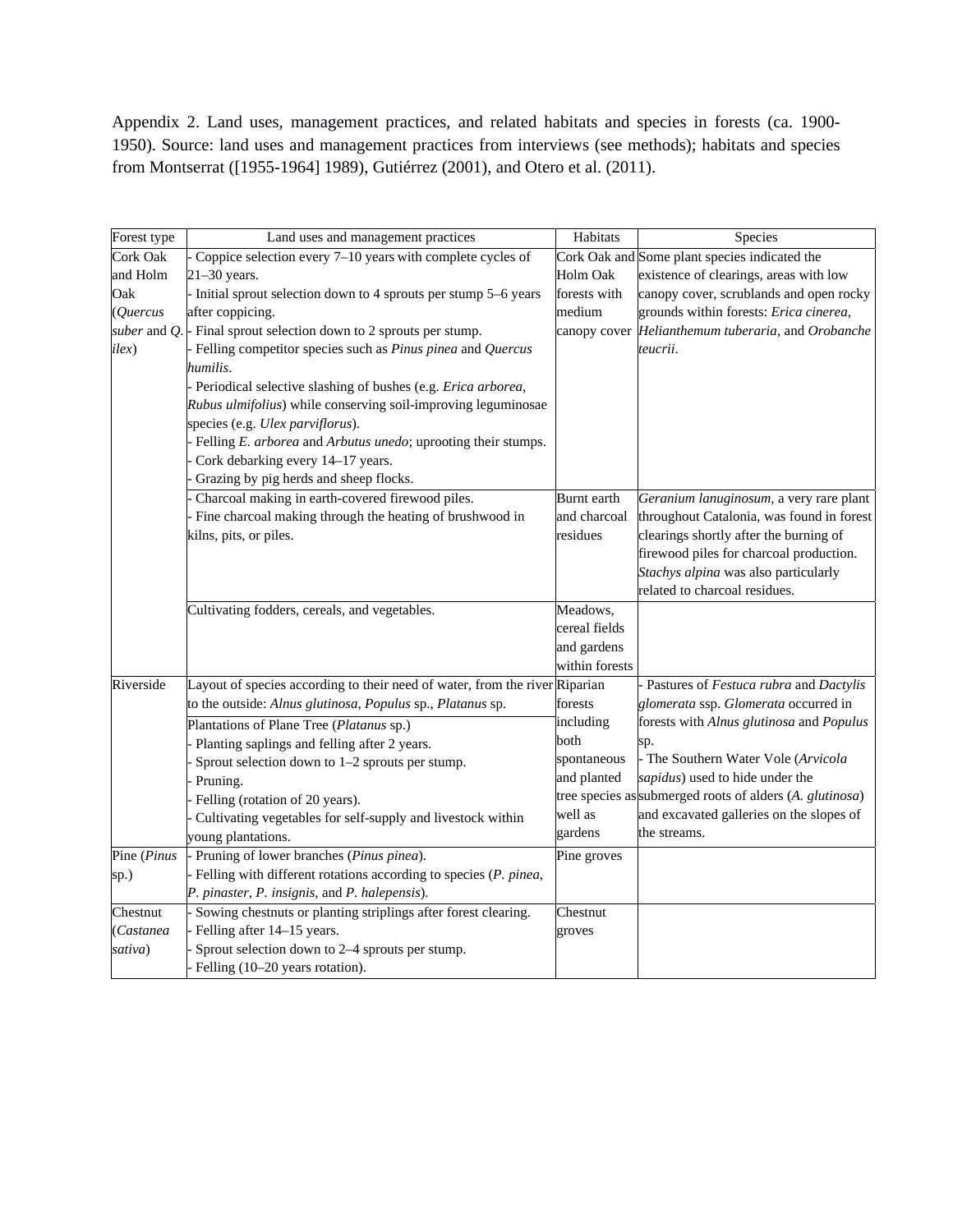Appendix 2. Land uses, management practices, and related habitats and species in forests (ca. 1900-1950). Source: land uses and management practices from interviews (see methods); habitats and species from Montserrat ([1955-1964] 1989), Gutiérrez (2001), and Otero et al. (2011).

| Forest type | Land uses and management practices | Habitats | Species |
|---|---|---|---|
| Cork Oak and Holm Oak (*Quercus suber* and *Q. ilex*) | - Coppice selection every 7–10 years with complete cycles of 21–30 years.<br>- Initial sprout selection down to 4 sprouts per stump 5–6 years after coppicing.<br>- Final sprout selection down to 2 sprouts per stump.<br>- Felling competitor species such as *Pinus pinea* and *Quercus humilis*.<br>- Periodical selective slashing of bushes (e.g. *Erica arborea*, *Rubus ulmifolius*) while conserving soil-improving leguminosae species (e.g. *Ulex parviflorus*).<br>- Felling *E. arborea* and *Arbutus unedo*; uprooting their stumps.<br>- Cork debarking every 14–17 years.<br>- Grazing by pig herds and sheep flocks. | Cork Oak and Holm Oak forests with medium canopy cover | Some plant species indicated the existence of clearings, areas with low canopy cover, scrublands and open rocky grounds within forests: *Erica cinerea*, *Helianthemum tuberaria*, and *Orobanche teucrii*. |
| | - Charcoal making in earth-covered firewood piles.<br>- Fine charcoal making through the heating of brushwood in kilns, pits, or piles. | Burnt earth and charcoal residues | *Geranium lanuginosum*, a very rare plant throughout Catalonia, was found in forest clearings shortly after the burning of firewood piles for charcoal production. *Stachys alpina* was also particularly related to charcoal residues. |
| | Cultivating fodders, cereals, and vegetables. | Meadows, cereal fields and gardens within forests | |
| Riverside | Layout of species according to their need of water, from the river to the outside: *Alnus glutinosa*, *Populus* sp., *Platanus* sp.<br>Plantations of Plane Tree (*Platanus* sp.)<br>- Planting saplings and felling after 2 years.<br>- Sprout selection down to 1–2 sprouts per stump.<br>- Pruning.<br>- Felling (rotation of 20 years).<br>- Cultivating vegetables for self-supply and livestock within young plantations. | Riparian forests including both spontaneous and planted tree species as well as gardens | - Pastures of *Festuca rubra* and *Dactylis glomerata* ssp. *Glomerata* occurred in forests with *Alnus glutinosa* and *Populus* sp.<br>- The Southern Water Vole (*Arvicola sapidus*) used to hide under the submerged roots of alders (*A. glutinosa*) and excavated galleries on the slopes of the streams. |
| Pine (*Pinus* sp.) | - Pruning of lower branches (*Pinus pinea*).<br>- Felling with different rotations according to species (*P. pinea*, *P. pinaster*, *P. insignis*, and *P. halepensis*). | Pine groves | |
| Chestnut (*Castanea sativa*) | - Sowing chestnuts or planting striplings after forest clearing.<br>- Felling after 14–15 years.<br>- Sprout selection down to 2–4 sprouts per stump.<br>- Felling (10–20 years rotation). | Chestnut groves | |